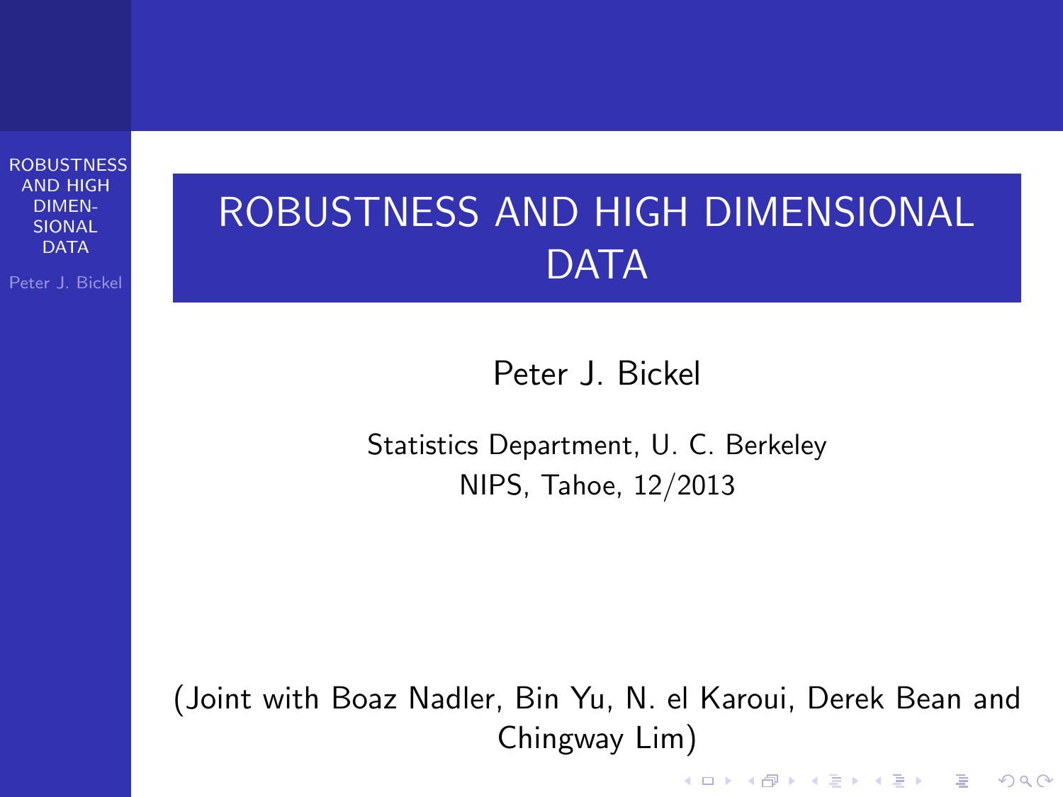# ROBUSTNESS AND HIGH DIMENSIONAL DATA

Peter J. Bickel

Statistics Department, U. C. Berkeley
NIPS, Tahoe, 12/2013

(Joint with Boaz Nadler, Bin Yu, N. el Karoui, Derek Bean and Chingway Lim)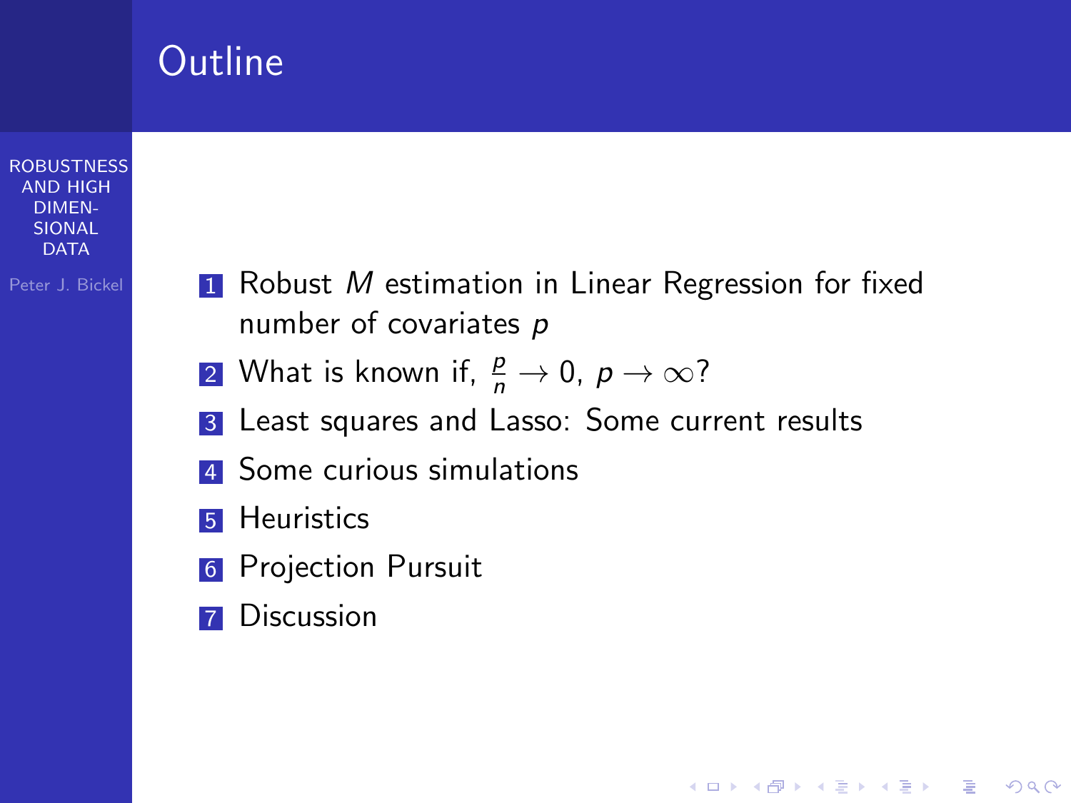# Outline

1. Robust $M$ estimation in Linear Regression for fixed number of covariates $p$
2. What is known if, $\frac{p}{n} \to 0$, $p \to \infty$?
3. Least squares and Lasso: Some current results
4. Some curious simulations
5. Heuristics
6. Projection Pursuit
7. Discussion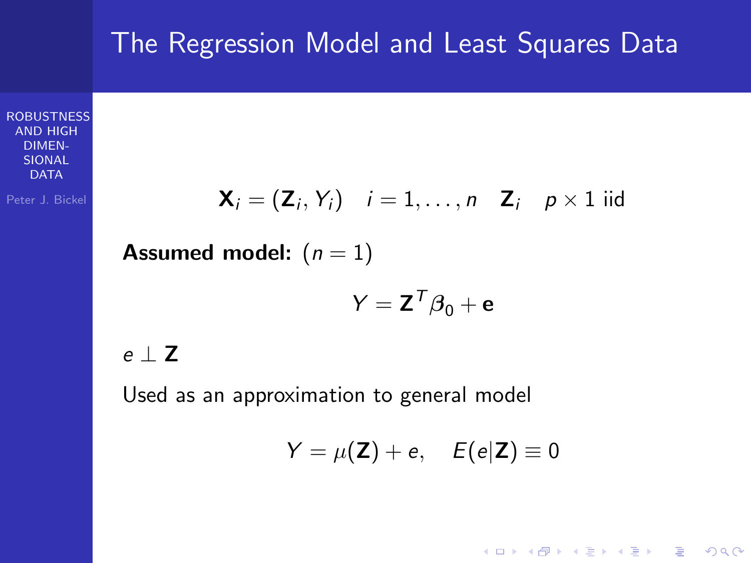# The Regression Model and Least Squares Data

$$\mathbf{X}_i = (\mathbf{Z}_i, Y_i) \quad i = 1, \ldots, n \quad \mathbf{Z}_i \quad p \times 1 \text{ iid}$$

**Assumed model:** $(n = 1)$

$$Y = \mathbf{Z}^T \boldsymbol{\beta}_0 + \mathbf{e}$$

$e \perp \mathbf{Z}$

Used as an approximation to general model

$$Y = \mu(\mathbf{Z}) + e, \quad E(e|\mathbf{Z}) \equiv 0$$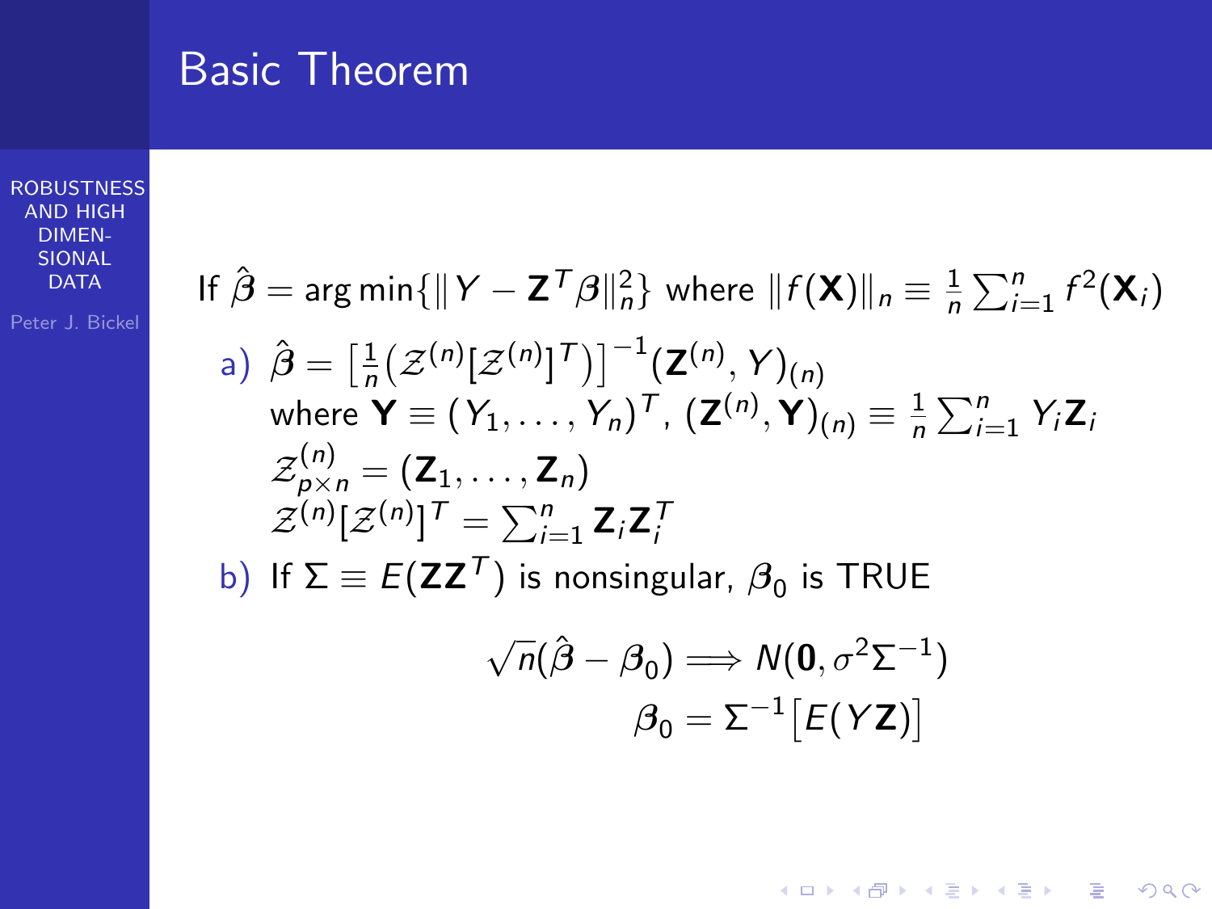# Basic Theorem

If $\hat{\boldsymbol{\beta}} = \arg\min\{\| Y - \mathbf{Z}^T \boldsymbol{\beta}\|_n^2\}$ where $\|f(\mathbf{X})\|_n \equiv \frac{1}{n}\sum_{i=1}^n f^2(\mathbf{X}_i)$

a) $\hat{\boldsymbol{\beta}} = \left[\frac{1}{n}\left(\mathcal{Z}^{(n)}[\mathcal{Z}^{(n)}]^T\right)\right]^{-1}(\mathbf{Z}^{(n)}, Y)_{(n)}$
   where $\mathbf{Y} \equiv (Y_1, \ldots, Y_n)^T$, $(\mathbf{Z}^{(n)}, \mathbf{Y})_{(n)} \equiv \frac{1}{n}\sum_{i=1}^n Y_i \mathbf{Z}_i$
   $\mathcal{Z}^{(n)}_{p\times n} = (\mathbf{Z}_1, \ldots, \mathbf{Z}_n)$
   $\mathcal{Z}^{(n)}[\mathcal{Z}^{(n)}]^T = \sum_{i=1}^n \mathbf{Z}_i \mathbf{Z}_i^T$

b) If $\Sigma \equiv E(\mathbf{Z}\mathbf{Z}^T)$ is nonsingular, $\boldsymbol{\beta}_0$ is TRUE

$$\sqrt{n}(\hat{\boldsymbol{\beta}} - \boldsymbol{\beta}_0) \Longrightarrow N(\mathbf{0}, \sigma^2 \Sigma^{-1})$$

$$\boldsymbol{\beta}_0 = \Sigma^{-1}\left[E(Y\mathbf{Z})\right]$$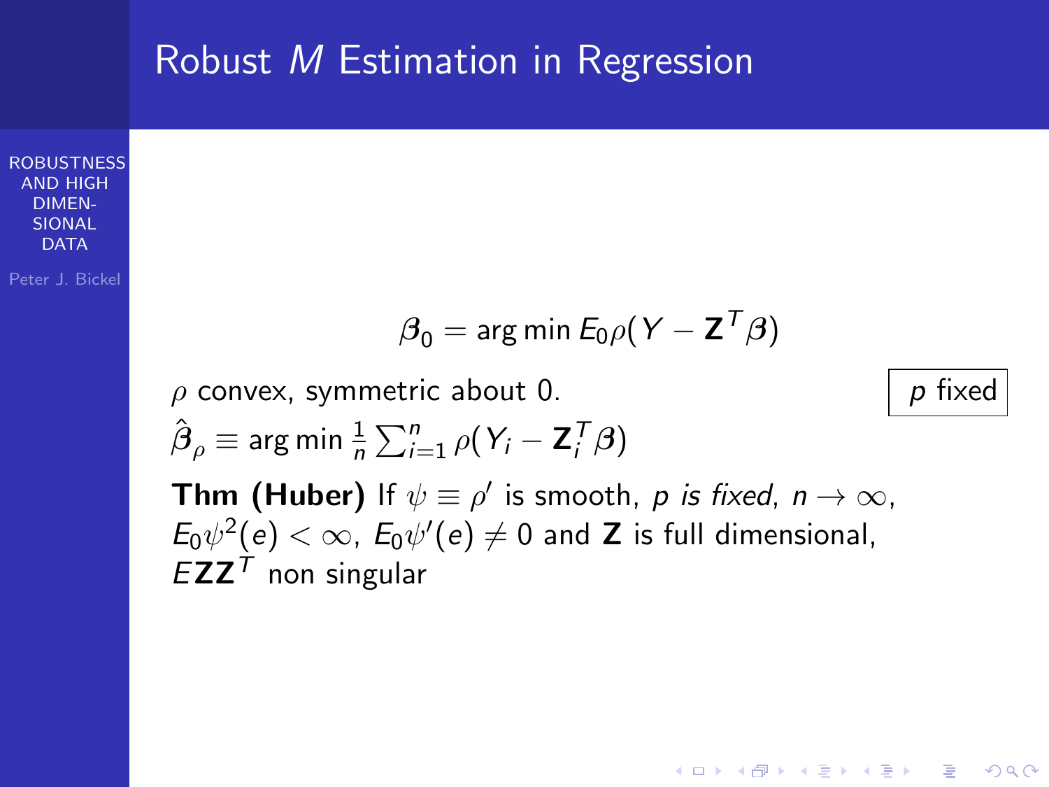# Robust $M$ Estimation in Regression

$$\boldsymbol{\beta}_0 = \arg\min E_0 \rho(Y - \mathbf{Z}^T \boldsymbol{\beta})$$

$\rho$ convex, symmetric about 0.

$p$ fixed

$\hat{\boldsymbol{\beta}}_\rho \equiv \arg\min \frac{1}{n} \sum_{i=1}^{n} \rho(Y_i - \mathbf{Z}_i^T \boldsymbol{\beta})$

**Thm (Huber)** If $\psi \equiv \rho'$ is smooth, $p$ *is fixed*, $n \to \infty$, $E_0 \psi^2(e) < \infty$, $E_0 \psi'(e) \neq 0$ and $\mathbf{Z}$ is full dimensional, $E\mathbf{Z}\mathbf{Z}^T$ non singular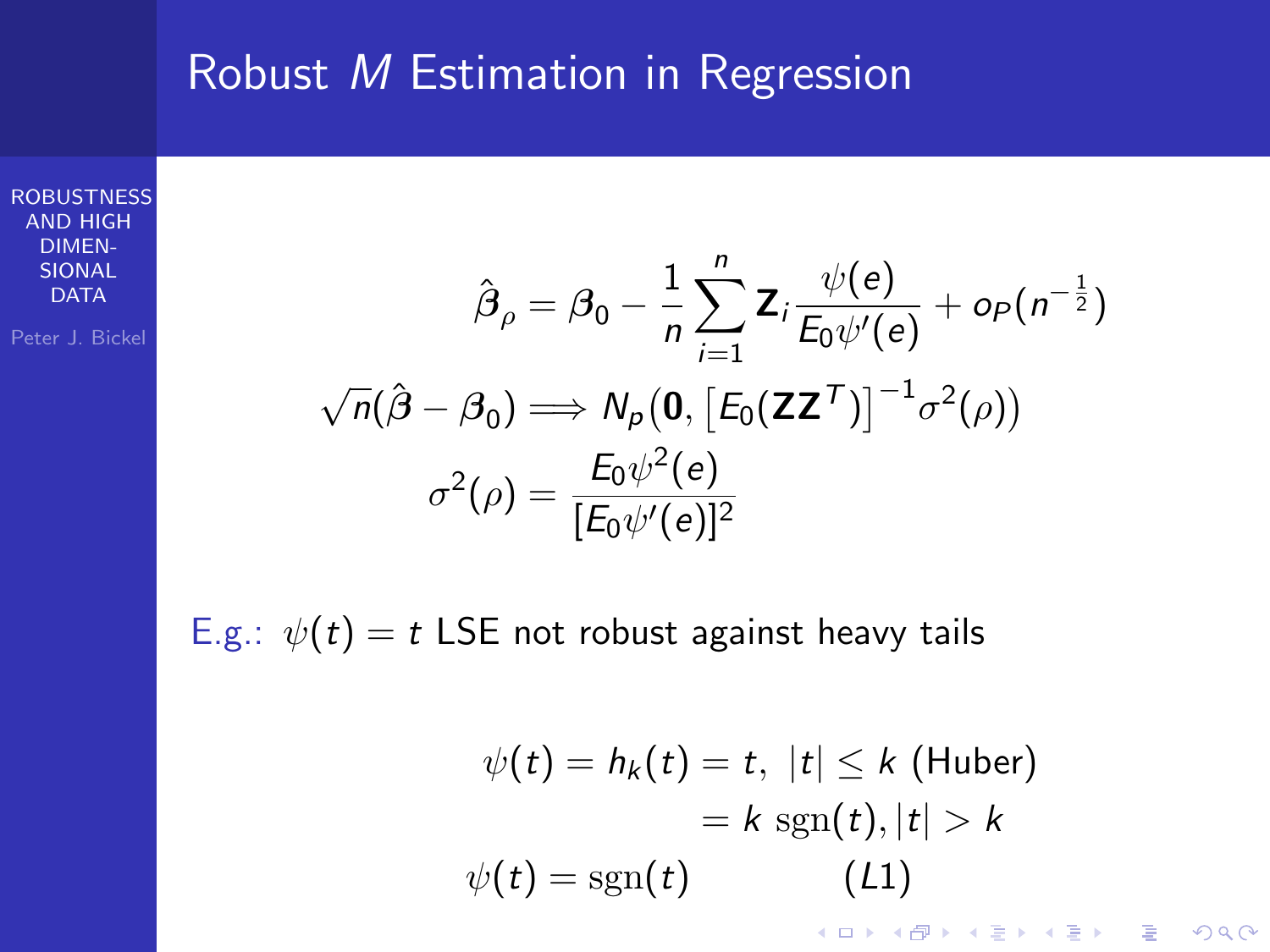# Robust $M$ Estimation in Regression

$$\hat{\boldsymbol{\beta}}_\rho = \boldsymbol{\beta}_0 - \frac{1}{n}\sum_{i=1}^{n} \mathbf{Z}_i \frac{\psi(e)}{E_0\psi'(e)} + o_P(n^{-\frac{1}{2}})$$

$$\sqrt{n}(\hat{\boldsymbol{\beta}} - \boldsymbol{\beta}_0) \Longrightarrow N_p(\mathbf{0}, \left[E_0(\mathbf{Z}\mathbf{Z}^T)\right]^{-1}\sigma^2(\rho))$$

$$\sigma^2(\rho) = \frac{E_0\psi^2(e)}{[E_0\psi'(e)]^2}$$

E.g.: $\psi(t) = t$ LSE not robust against heavy tails

$$\begin{aligned} \psi(t) = h_k(t) &= t, \ |t| \le k \text{ (Huber)} \\ &= k \ \mathrm{sgn}(t), |t| > k \\ \psi(t) = \mathrm{sgn}(t) & \qquad\qquad (L1) \end{aligned}$$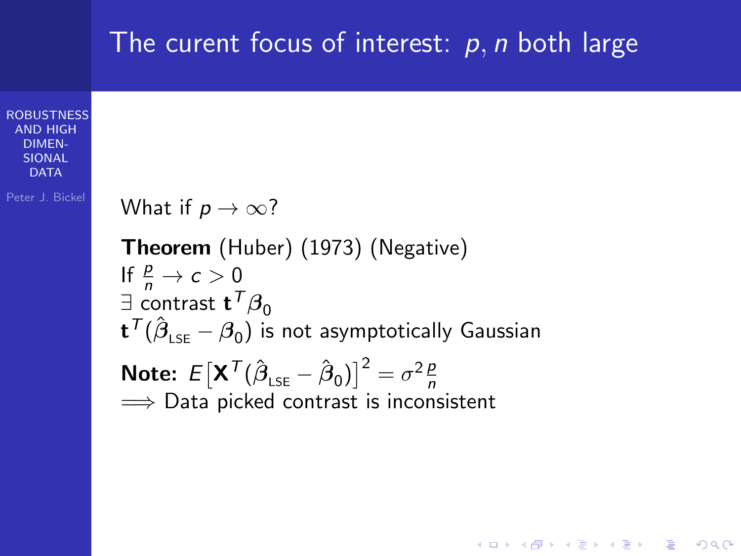# The curent focus of interest: $p, n$ both large

What if $p \to \infty$?

**Theorem** (Huber) (1973) (Negative)
If $\frac{p}{n} \to c > 0$
$\exists$ contrast $\mathbf{t}^T \boldsymbol{\beta}_0$
$\mathbf{t}^T (\hat{\boldsymbol{\beta}}_{\text{LSE}} - \boldsymbol{\beta}_0)$ is not asymptotically Gaussian

**Note:** $E\left[\mathbf{X}^T (\hat{\boldsymbol{\beta}}_{\text{LSE}} - \hat{\boldsymbol{\beta}}_0)\right]^2 = \sigma^2 \frac{p}{n}$
$\implies$ Data picked contrast is inconsistent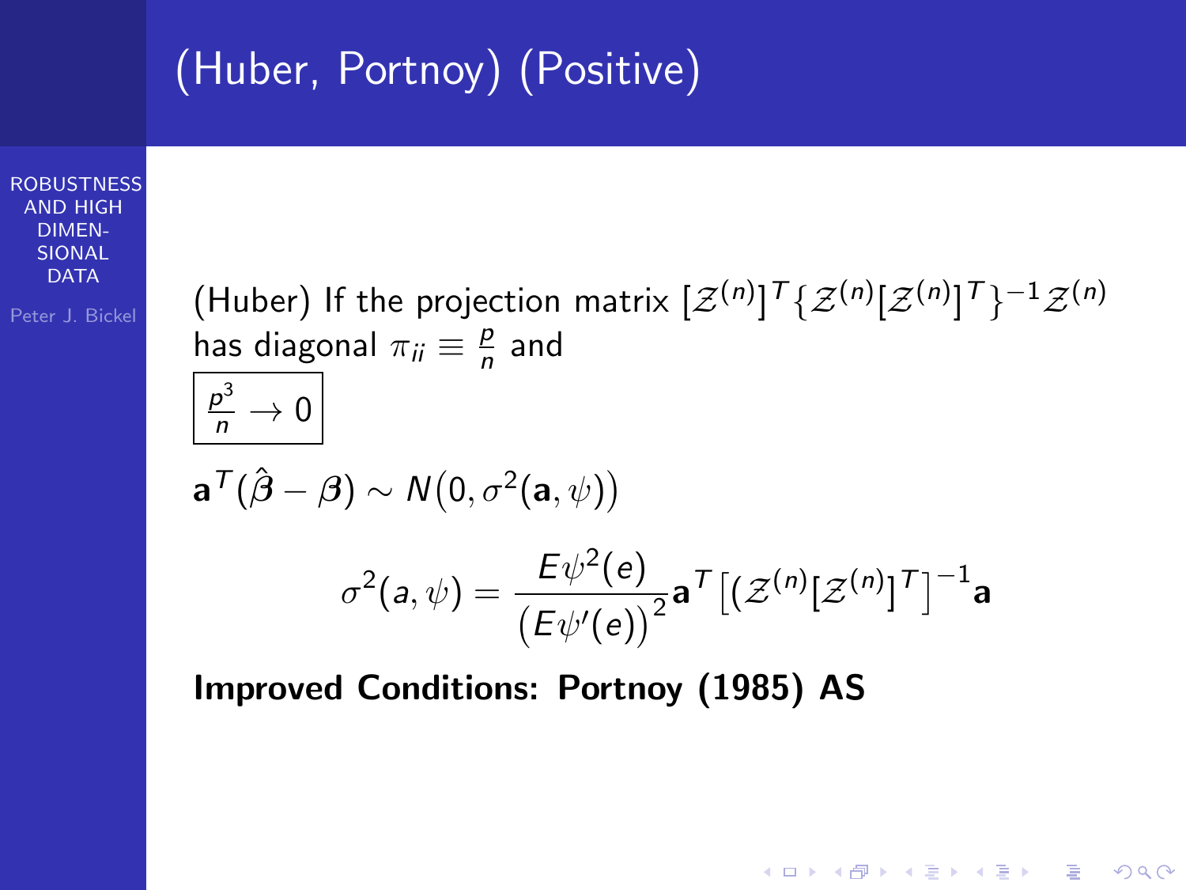# (Huber, Portnoy) (Positive)

(Huber) If the projection matrix $[\mathcal{Z}^{(n)}]^T\{\mathcal{Z}^{(n)}[\mathcal{Z}^{(n)}]^T\}^{-1}\mathcal{Z}^{(n)}$ has diagonal $\pi_{ii} \equiv \frac{p}{n}$ and

$$\boxed{\frac{p^3}{n} \to 0}$$

$$\mathbf{a}^T(\hat{\boldsymbol{\beta}} - \boldsymbol{\beta}) \sim N\big(0, \sigma^2(\mathbf{a}, \psi)\big)$$

$$\sigma^2(a, \psi) = \frac{E\psi^2(e)}{\big(E\psi'(e)\big)^2}\mathbf{a}^T\big[(\mathcal{Z}^{(n)}[\mathcal{Z}^{(n)}]^T\big]^{-1}\mathbf{a}$$

**Improved Conditions: Portnoy (1985) AS**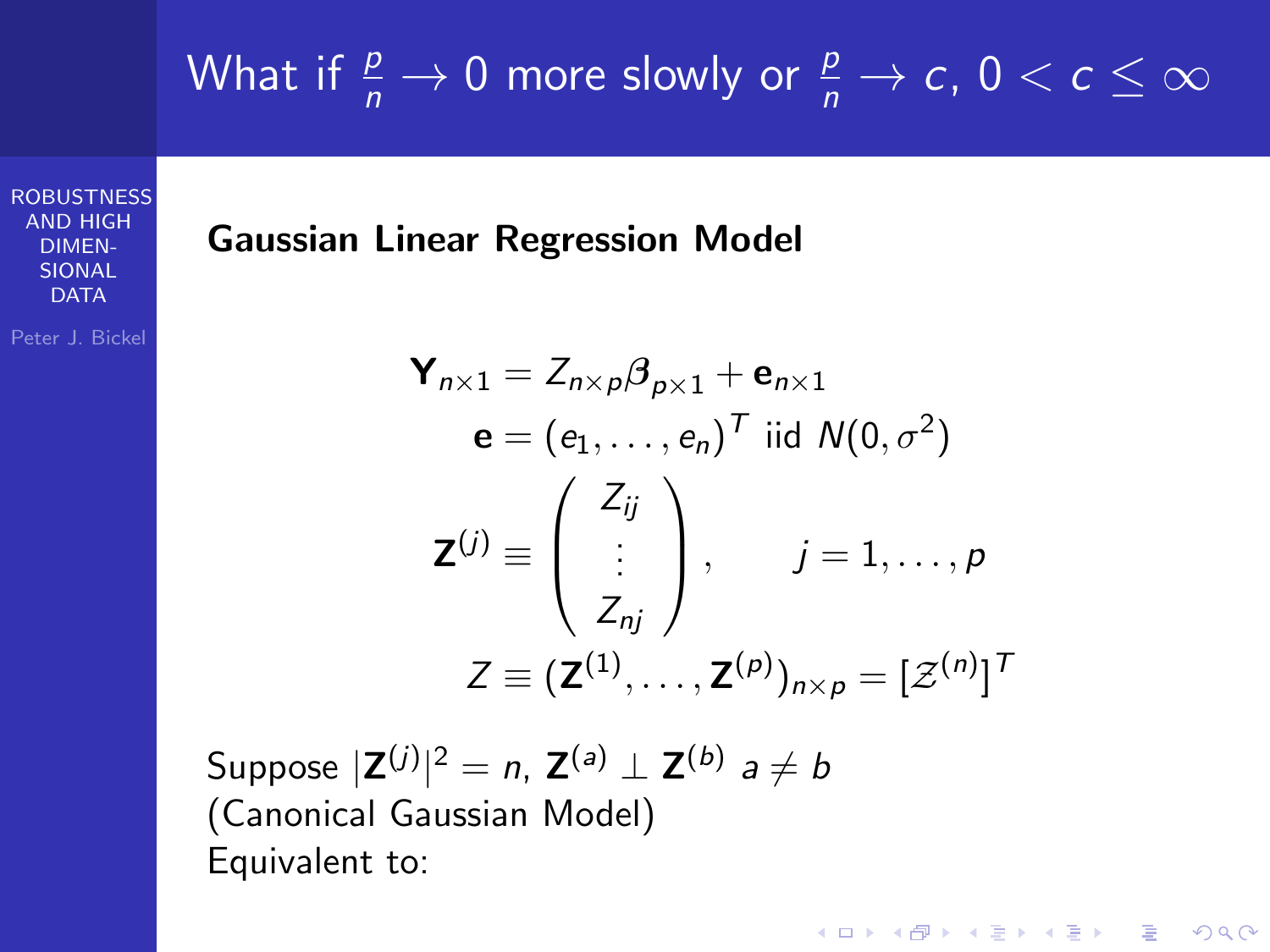# What if $\frac{p}{n} \to 0$ more slowly or $\frac{p}{n} \to c$, $0 < c \leq \infty$

**Gaussian Linear Regression Model**

$$
\begin{aligned}
\mathbf{Y}_{n\times 1} &= Z_{n\times p}\boldsymbol{\beta}_{p\times 1} + \mathbf{e}_{n\times 1} \\
\mathbf{e} &= (e_1, \dots, e_n)^T \text{ iid } N(0, \sigma^2) \\
\mathbf{Z}^{(j)} &\equiv \begin{pmatrix} Z_{ij} \\ \vdots \\ Z_{nj} \end{pmatrix}, \qquad j = 1, \dots, p \\
Z &\equiv (\mathbf{Z}^{(1)}, \dots, \mathbf{Z}^{(p)})_{n\times p} = [\mathcal{Z}^{(n)}]^T
\end{aligned}
$$

Suppose $|\mathbf{Z}^{(j)}|^2 = n$, $\mathbf{Z}^{(a)} \perp \mathbf{Z}^{(b)}$ $a \neq b$
(Canonical Gaussian Model)
Equivalent to: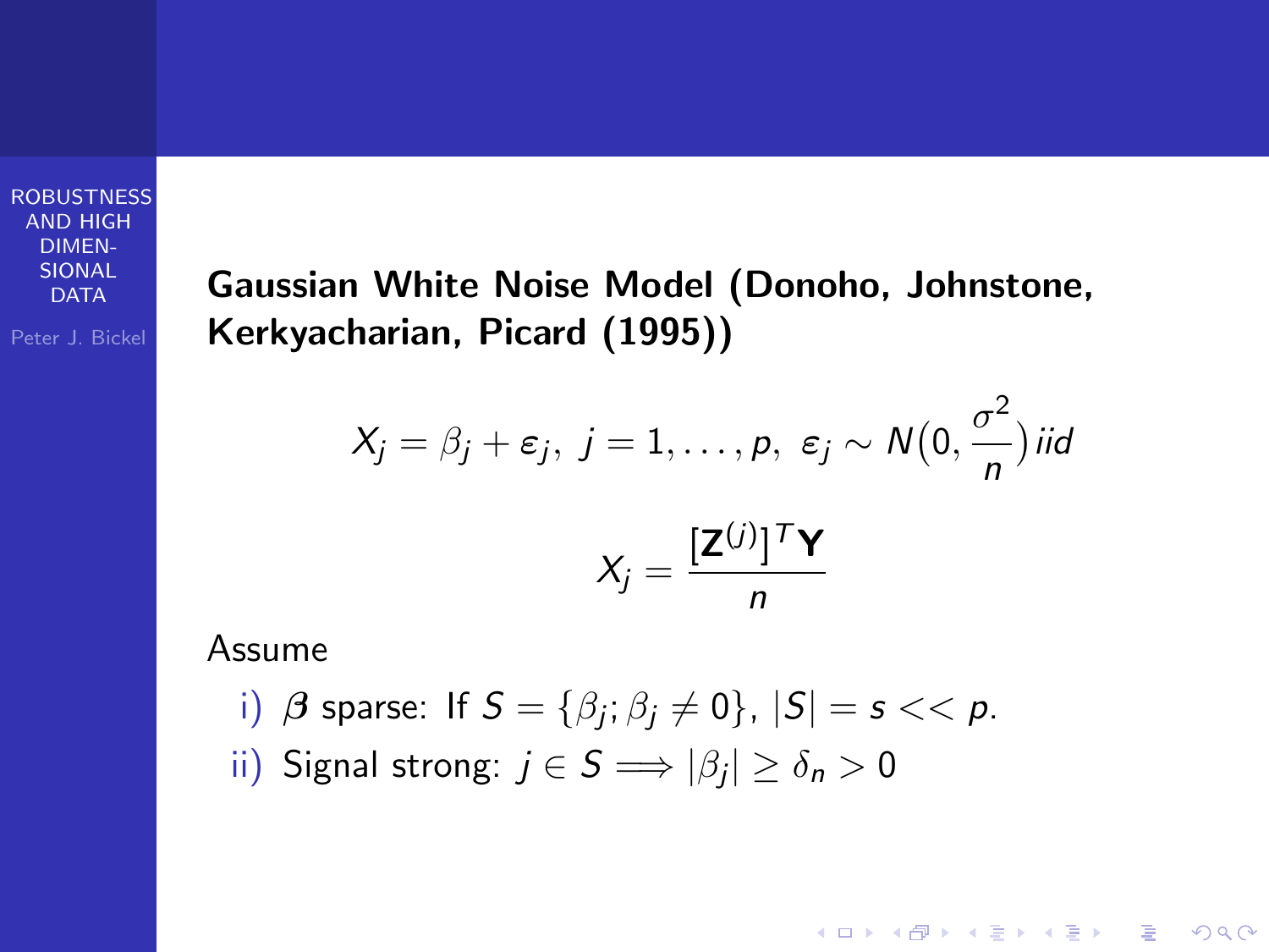**Gaussian White Noise Model (Donoho, Johnstone, Kerkyacharian, Picard (1995))**

$$X_j = \beta_j + \varepsilon_j,\ j = 1, \ldots, p,\ \varepsilon_j \sim N\big(0, \frac{\sigma^2}{n}\big)\, iid$$

$$X_j = \frac{[\mathbf{Z}^{(j)}]^T \mathbf{Y}}{n}$$

Assume

i) $\boldsymbol{\beta}$ sparse: If $S = \{\beta_j; \beta_j \neq 0\}$, $|S| = s << p$.

ii) Signal strong: $j \in S \Longrightarrow |\beta_j| \geq \delta_n > 0$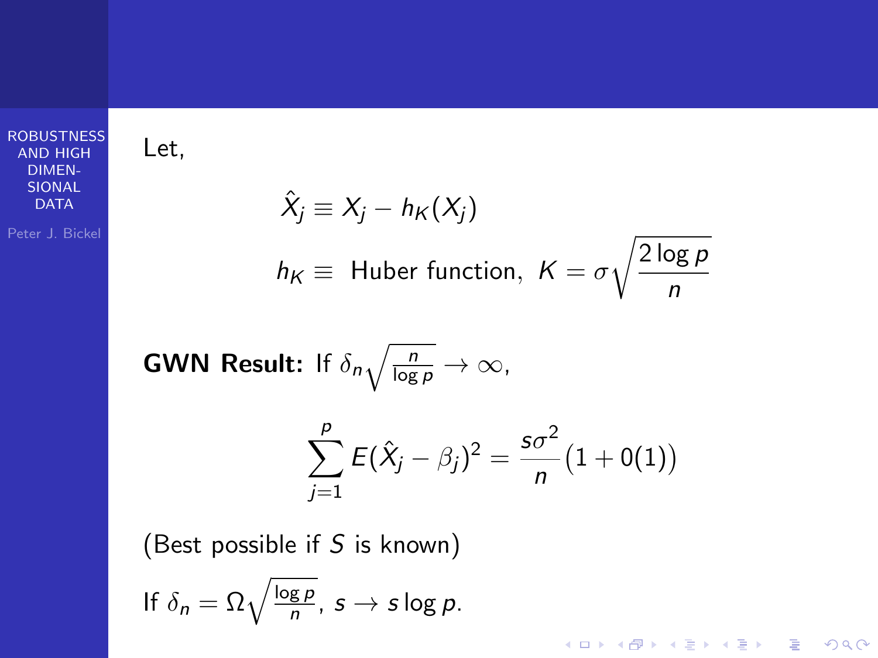Let,

$$\hat{X}_j \equiv X_j - h_K(X_j)$$

$$h_K \equiv \text{ Huber function, } \; K = \sigma\sqrt{\frac{2\log p}{n}}$$

**GWN Result:** If $\delta_n \sqrt{\frac{n}{\log p}} \to \infty$,

$$\sum_{j=1}^{p} E(\hat{X}_j - \beta_j)^2 = \frac{s\sigma^2}{n}\big(1 + 0(1)\big)$$

(Best possible if $S$ is known)

If $\delta_n = \Omega\sqrt{\frac{\log p}{n}}$, $s \to s \log p$.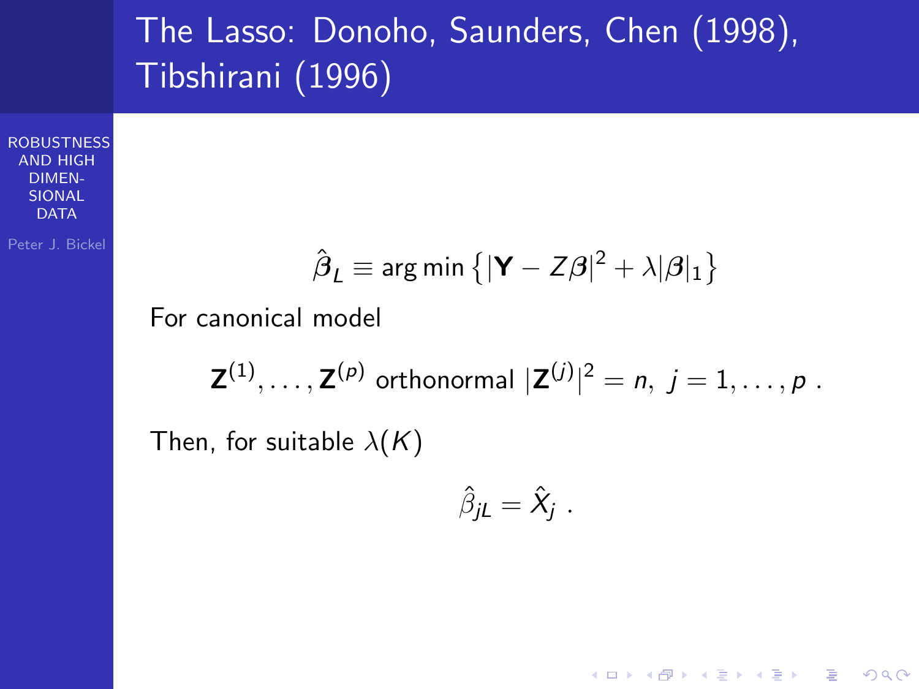# The Lasso: Donoho, Saunders, Chen (1998), Tibshirani (1996)

$$\hat{\boldsymbol{\beta}}_L \equiv \arg\min \left\{ |\mathbf{Y} - Z\boldsymbol{\beta}|^2 + \lambda |\boldsymbol{\beta}|_1 \right\}$$

For canonical model

$$\mathbf{Z}^{(1)}, \ldots, \mathbf{Z}^{(p)} \text{ orthonormal } |\mathbf{Z}^{(j)}|^2 = n, \; j = 1, \ldots, p \; .$$

Then, for suitable $\lambda(K)$

$$\hat{\beta}_{jL} = \hat{X}_j \; .$$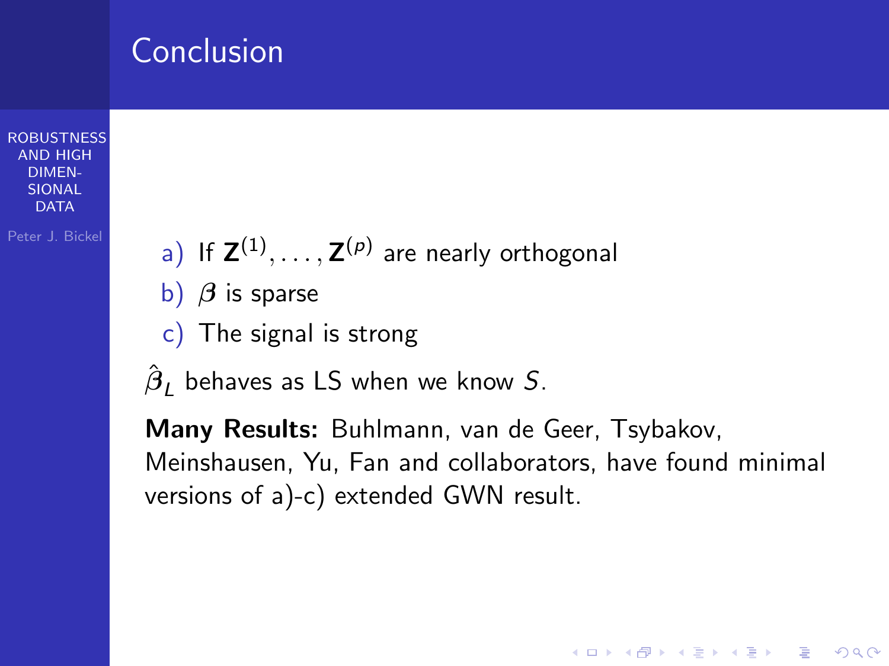# Conclusion

a) If $\mathbf{Z}^{(1)}, \ldots, \mathbf{Z}^{(p)}$ are nearly orthogonal

b) $\boldsymbol{\beta}$ is sparse

c) The signal is strong

$\hat{\boldsymbol{\beta}}_L$ behaves as LS when we know $S$.

**Many Results:** Buhlmann, van de Geer, Tsybakov, Meinshausen, Yu, Fan and collaborators, have found minimal versions of a)-c) extended GWN result.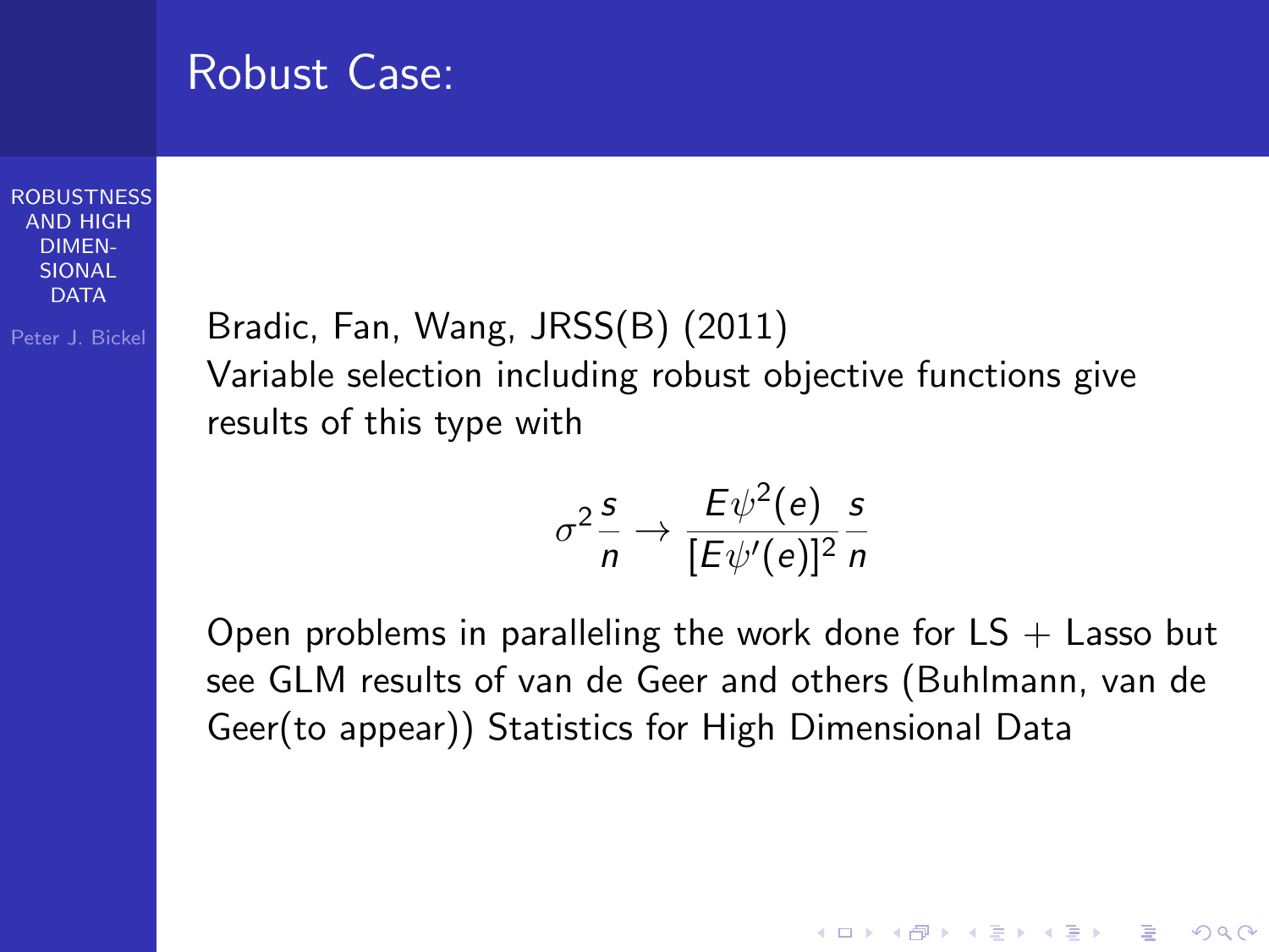# Robust Case:

Bradic, Fan, Wang, JRSS(B) (2011)
Variable selection including robust objective functions give results of this type with

$$\sigma^2 \frac{s}{n} \rightarrow \frac{E\psi^2(e)}{[E\psi'(e)]^2} \frac{s}{n}$$

Open problems in paralleling the work done for LS + Lasso but see GLM results of van de Geer and others (Buhlmann, van de Geer(to appear)) Statistics for High Dimensional Data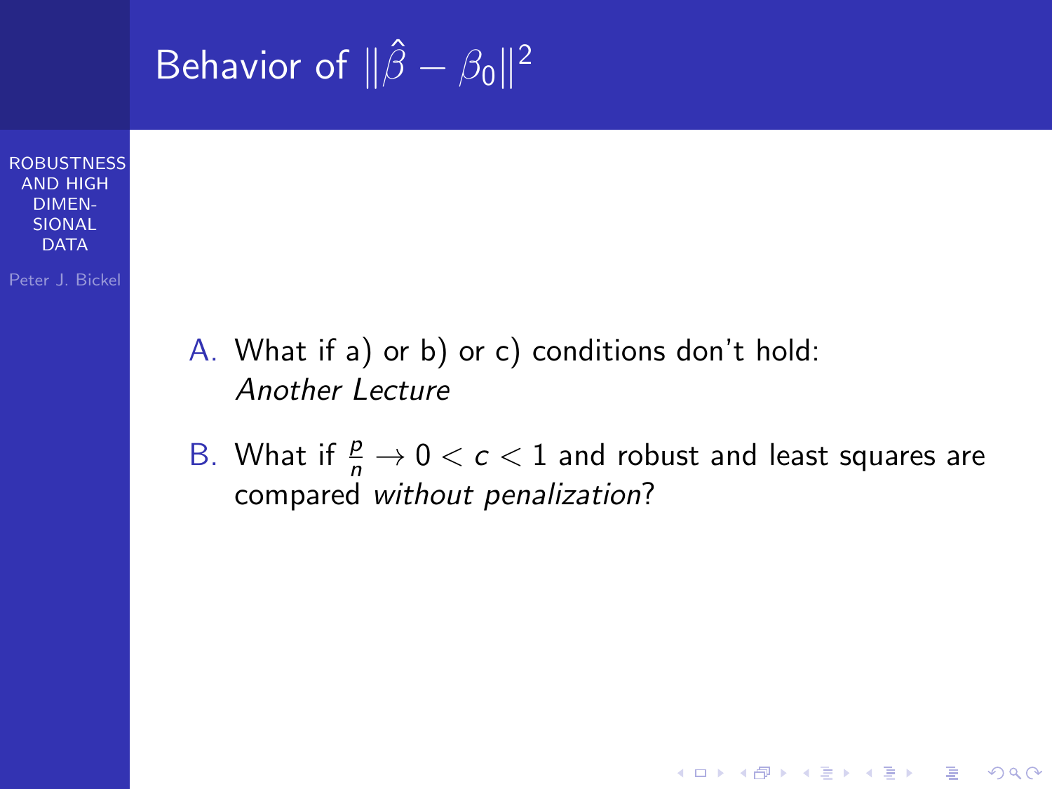# Behavior of $\|\hat{\beta} - \beta_0\|^2$

A. What if a) or b) or c) conditions don't hold: *Another Lecture*

B. What if $\frac{p}{n} \to 0 < c < 1$ and robust and least squares are compared *without penalization*?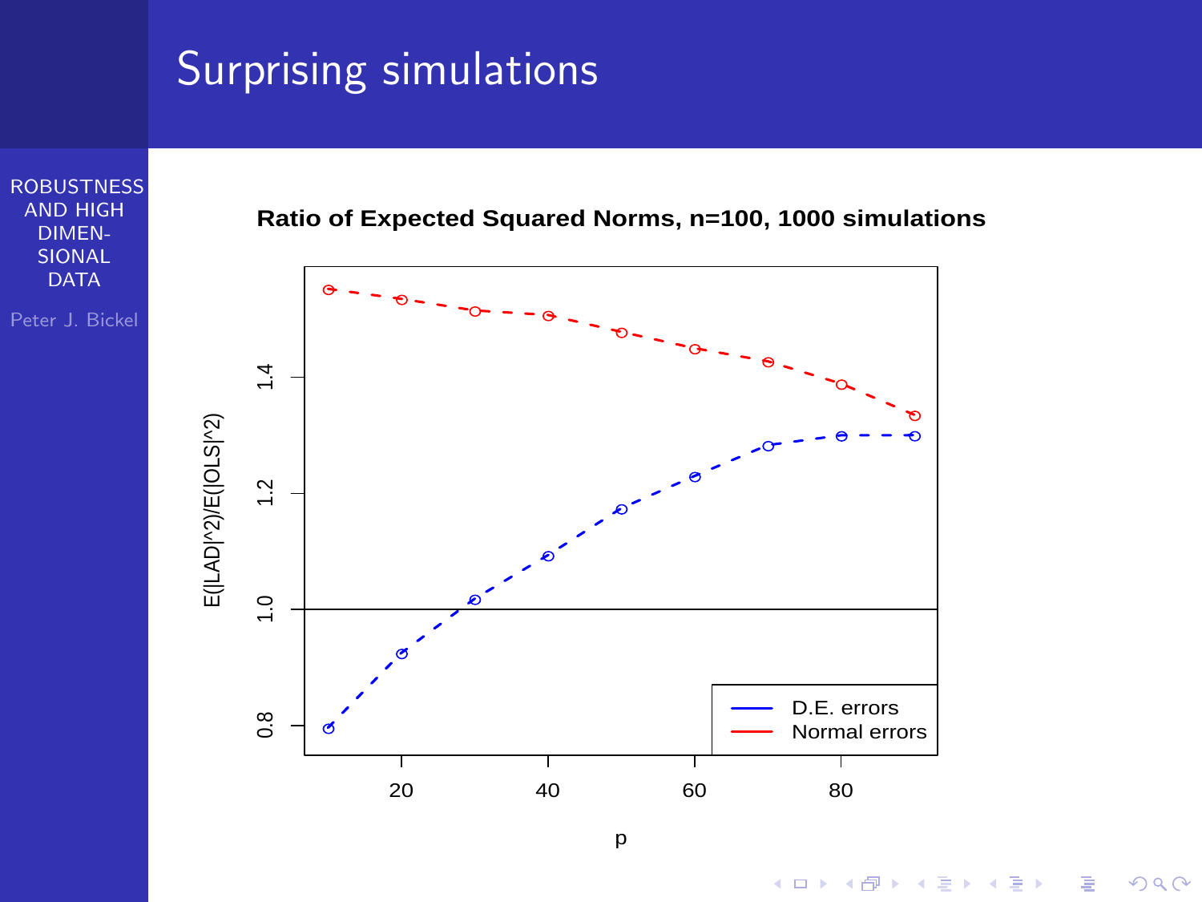# Surprising simulations

**Ratio of Expected Squared Norms, n=100, 1000 simulations**

| p | D.E. errors | Normal errors |
|---|---|---|
| 10 | 0.80 | 1.55 |
| 20 | 0.92 | 1.53 |
| 30 | 1.02 | 1.51 |
| 40 | 1.09 | 1.51 |
| 50 | 1.17 | 1.48 |
| 60 | 1.23 | 1.45 |
| 70 | 1.28 | 1.43 |
| 80 | 1.30 | 1.39 |
| 90 | 1.30 | 1.33 |

y-axis: E(|LAD|^2)/E(|OLS|^2); x-axis: p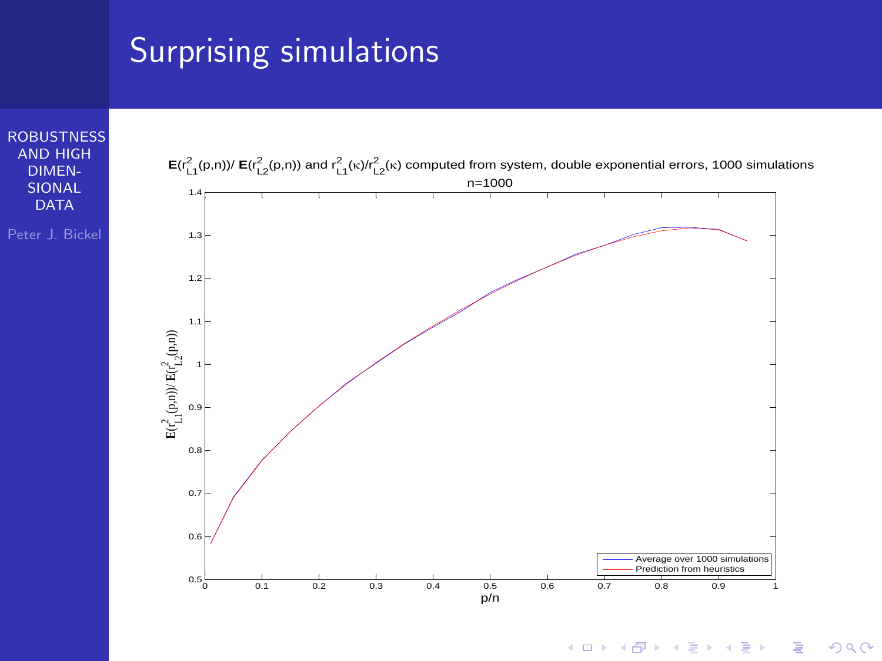# Surprising simulations

$\mathbf{E}(r^2_{L1}(p,n))/\ \mathbf{E}(r^2_{L2}(p,n))$ and $r^2_{L1}(\kappa)/r^2_{L2}(\kappa)$ computed from system, double exponential errors, 1000 simulations

n=1000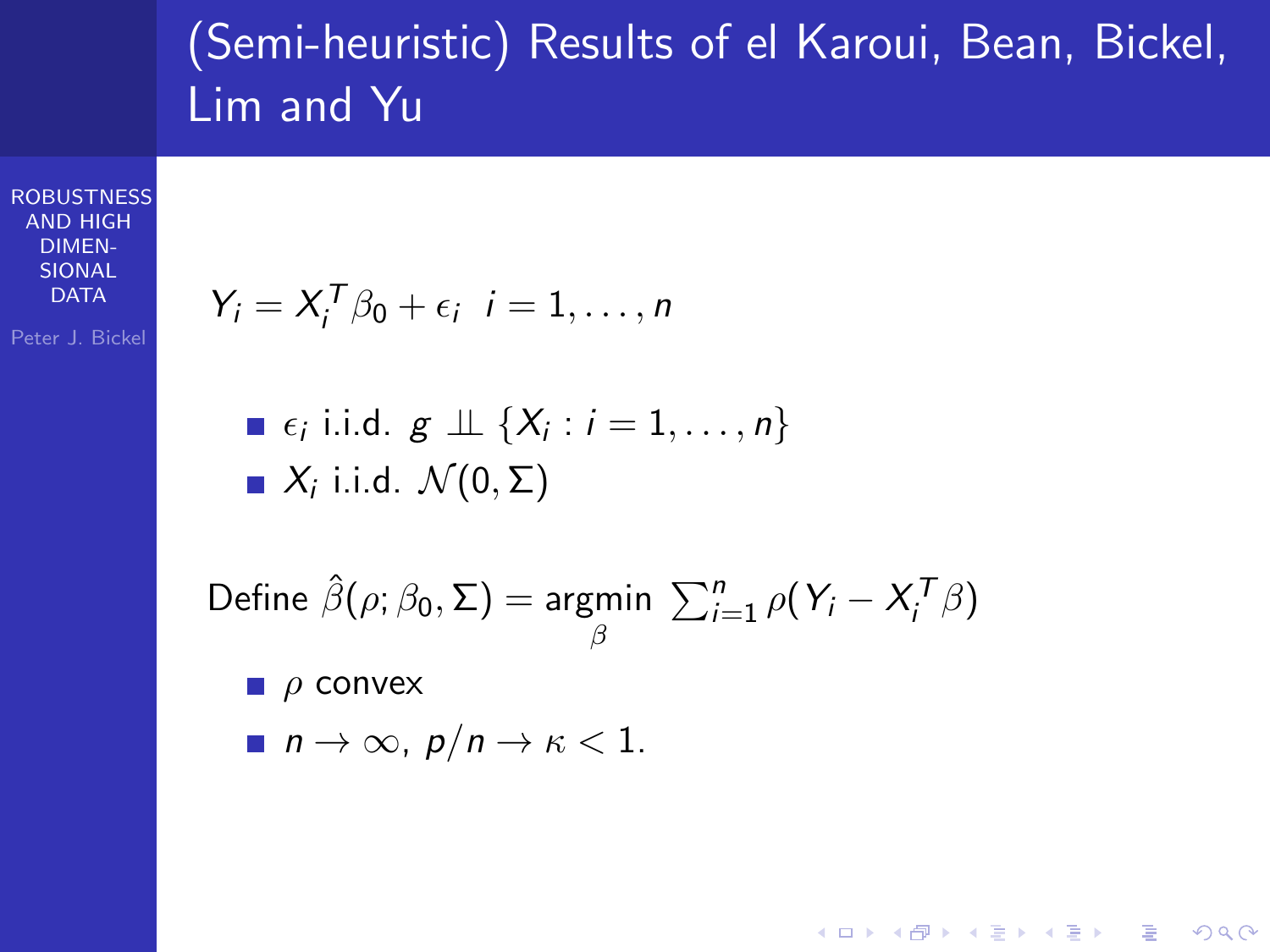# (Semi-heuristic) Results of el Karoui, Bean, Bickel, Lim and Yu

$$Y_i = X_i^T \beta_0 + \epsilon_i \quad i = 1, \ldots, n$$

- $\epsilon_i$ i.i.d. $g \perp\!\!\!\perp \{X_i : i = 1, \ldots, n\}$
- $X_i$ i.i.d. $\mathcal{N}(0, \Sigma)$

Define $\hat{\beta}(\rho; \beta_0, \Sigma) = \underset{\beta}{\text{argmin}} \sum_{i=1}^{n} \rho(Y_i - X_i^T \beta)$

- $\rho$ convex
- $n \to \infty$, $p/n \to \kappa < 1$.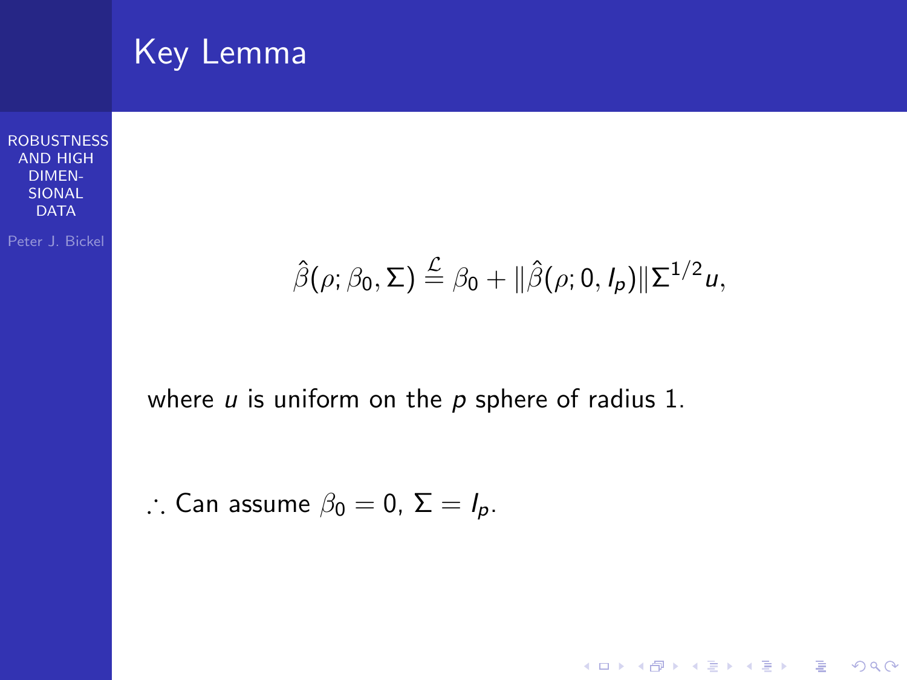# Key Lemma

$$\hat{\beta}(\rho; \beta_0, \Sigma) \stackrel{\mathcal{L}}{=} \beta_0 + \|\hat{\beta}(\rho; 0, I_p)\| \Sigma^{1/2} u,$$

where $u$ is uniform on the $p$ sphere of radius 1.

$\therefore$ Can assume $\beta_0 = 0$, $\Sigma = I_p$.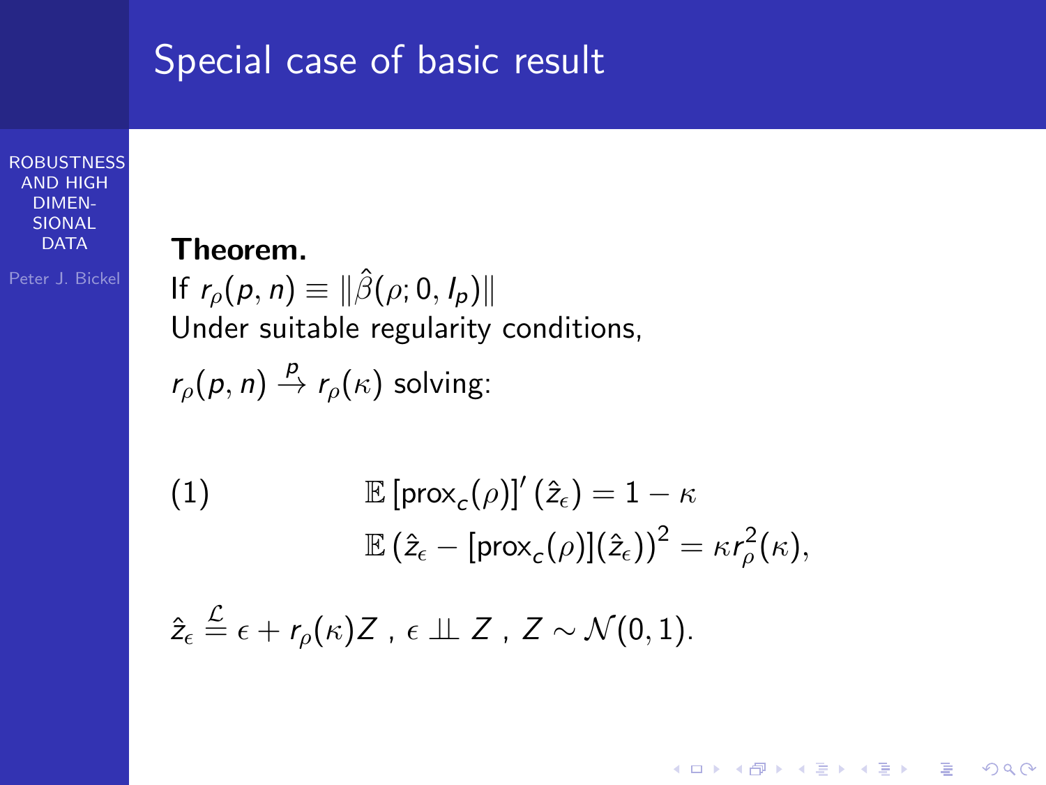## Special case of basic result

**Theorem.**

If $r_\rho(p,n) \equiv \|\hat{\beta}(\rho; 0, I_p)\|$

Under suitable regularity conditions,

$r_\rho(p,n) \xrightarrow{p} r_\rho(\kappa)$ solving:

$$
\begin{aligned}
(1) \qquad & \mathbb{E}\left[\text{prox}_c(\rho)\right]'(\hat{z}_\epsilon) = 1 - \kappa \\
& \mathbb{E}\left(\hat{z}_\epsilon - [\text{prox}_c(\rho)](\hat{z}_\epsilon)\right)^2 = \kappa r_\rho^2(\kappa),
\end{aligned}
$$

$\hat{z}_\epsilon \stackrel{\mathcal{L}}{=} \epsilon + r_\rho(\kappa) Z$ , $\epsilon \perp\!\!\!\perp Z$ , $Z \sim \mathcal{N}(0,1)$.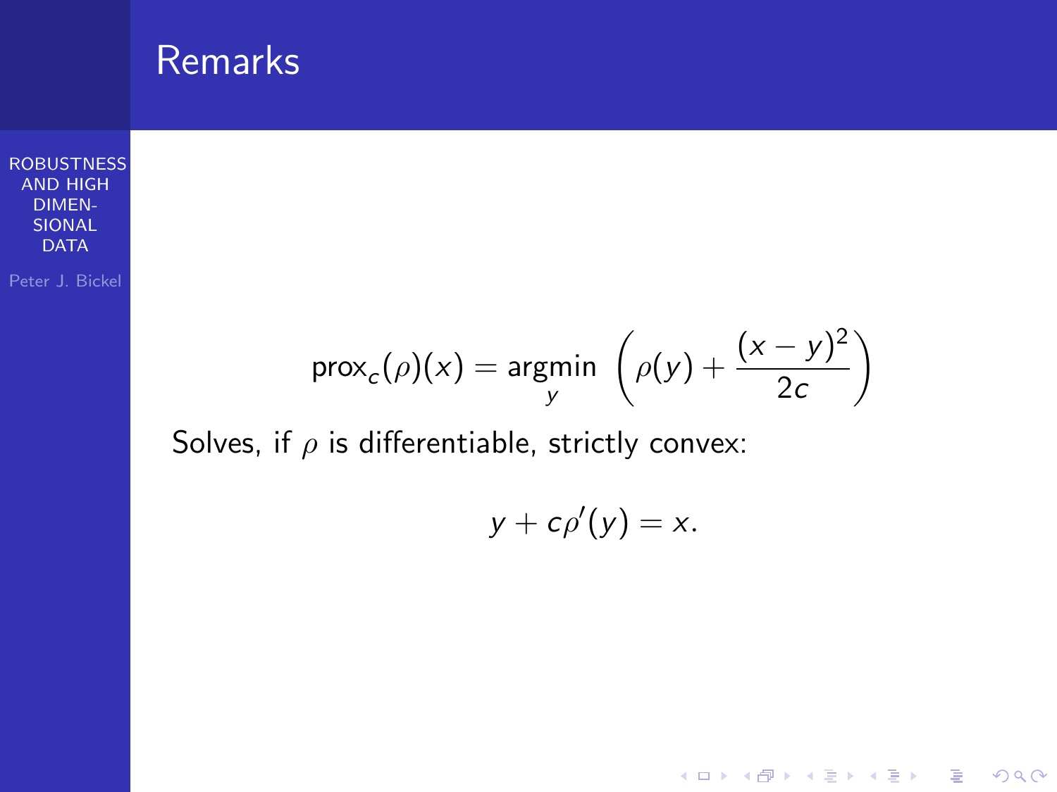# Remarks

$$\text{prox}_c(\rho)(x) = \underset{y}{\text{argmin}} \left( \rho(y) + \frac{(x-y)^2}{2c} \right)$$

Solves, if $\rho$ is differentiable, strictly convex:

$$y + c\rho'(y) = x.$$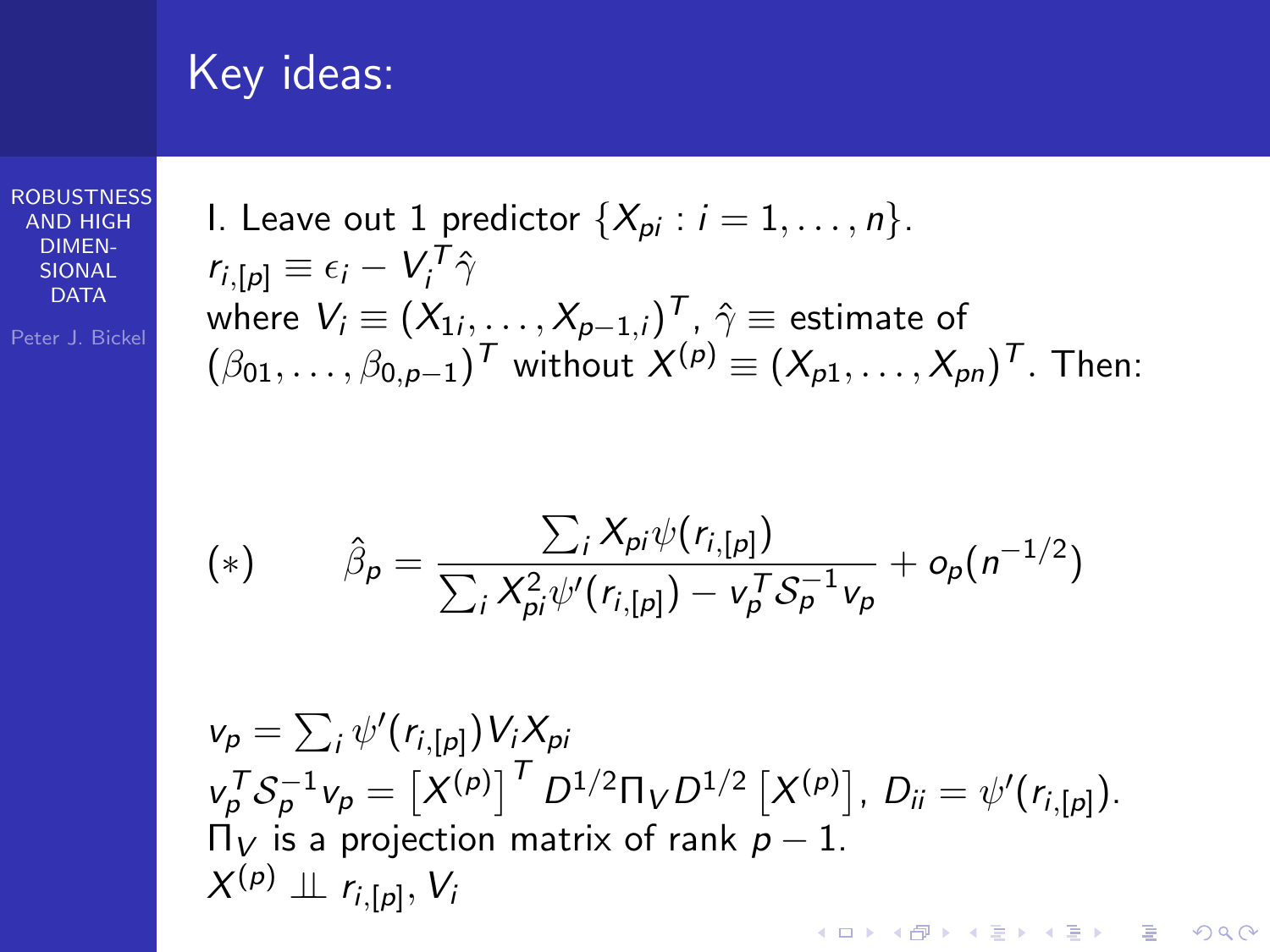# Key ideas:

I. Leave out 1 predictor $\{X_{pi} : i = 1, \ldots, n\}$.
$r_{i,[p]} \equiv \epsilon_i - V_i^T \hat{\gamma}$
where $V_i \equiv (X_{1i}, \ldots, X_{p-1,i})^T$, $\hat{\gamma} \equiv$ estimate of $(\beta_{01}, \ldots, \beta_{0,p-1})^T$ without $X^{(p)} \equiv (X_{p1}, \ldots, X_{pn})^T$. Then:

$$(*) \qquad \hat{\beta}_p = \frac{\sum_i X_{pi} \psi(r_{i,[p]})}{\sum_i X_{pi}^2 \psi'(r_{i,[p]}) - v_p^T \mathcal{S}_p^{-1} v_p} + o_p(n^{-1/2})$$

$v_p = \sum_i \psi'(r_{i,[p]}) V_i X_{pi}$
$v_p^T \mathcal{S}_p^{-1} v_p = \left[X^{(p)}\right]^T D^{1/2} \Pi_V D^{1/2} \left[X^{(p)}\right]$, $D_{ii} = \psi'(r_{i,[p]})$.
$\Pi_V$ is a projection matrix of rank $p-1$.
$X^{(p)} \perp\!\!\!\perp r_{i,[p]}, V_i$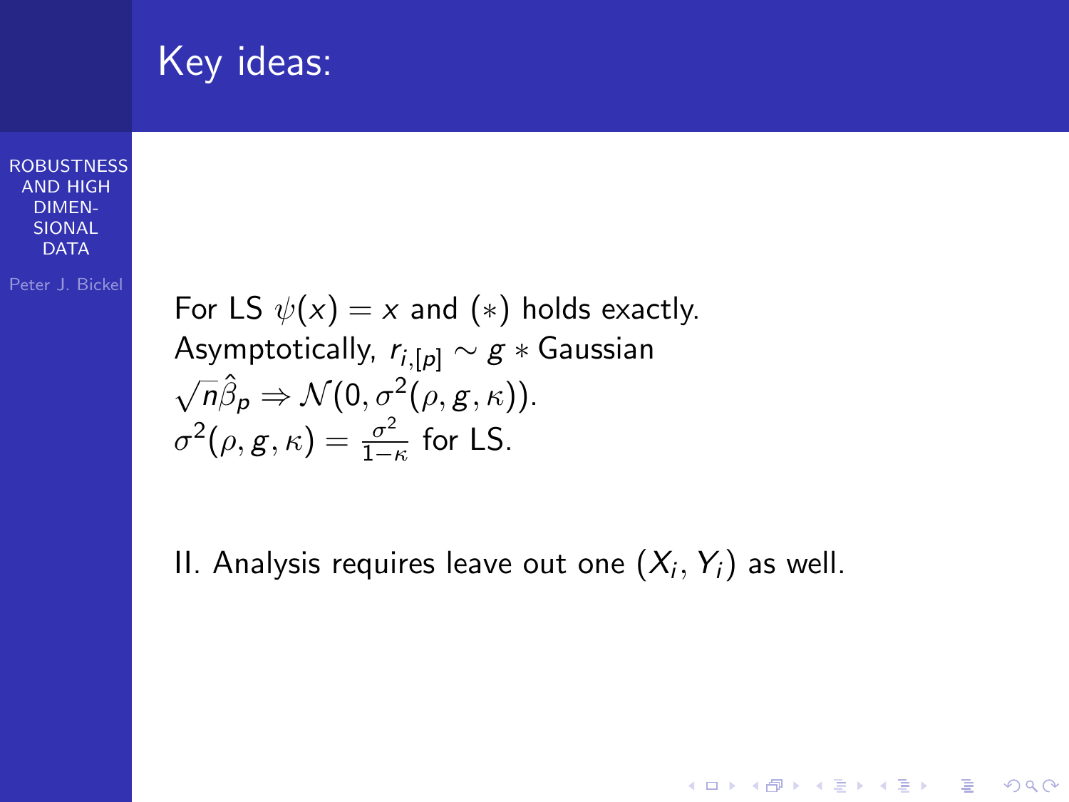# Key ideas:

For LS $\psi(x) = x$ and $(*)$ holds exactly.
Asymptotically, $r_{i,[p]} \sim g * \text{Gaussian}$
$\sqrt{n}\hat{\beta}_p \Rightarrow \mathcal{N}(0, \sigma^2(\rho, g, \kappa))$.
$\sigma^2(\rho, g, \kappa) = \frac{\sigma^2}{1-\kappa}$ for LS.

II. Analysis requires leave out one $(X_i, Y_i)$ as well.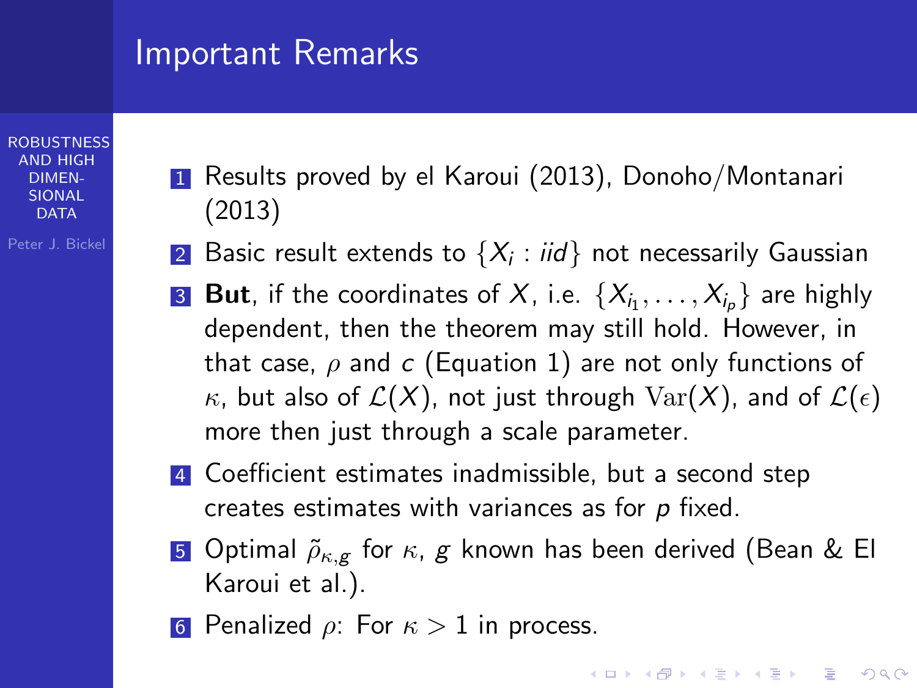# Important Remarks

1. Results proved by el Karoui (2013), Donoho/Montanari (2013)
2. Basic result extends to $\{X_i : iid\}$ not necessarily Gaussian
3. **But**, if the coordinates of $X$, i.e. $\{X_{i_1}, \ldots, X_{i_p}\}$ are highly dependent, then the theorem may still hold. However, in that case, $\rho$ and $c$ (Equation 1) are not only functions of $\kappa$, but also of $\mathcal{L}(X)$, not just through $\mathrm{Var}(X)$, and of $\mathcal{L}(\epsilon)$ more then just through a scale parameter.
4. Coefficient estimates inadmissible, but a second step creates estimates with variances as for $p$ fixed.
5. Optimal $\tilde{\rho}_{\kappa,g}$ for $\kappa$, $g$ known has been derived (Bean & El Karoui et al.).
6. Penalized $\rho$: For $\kappa > 1$ in process.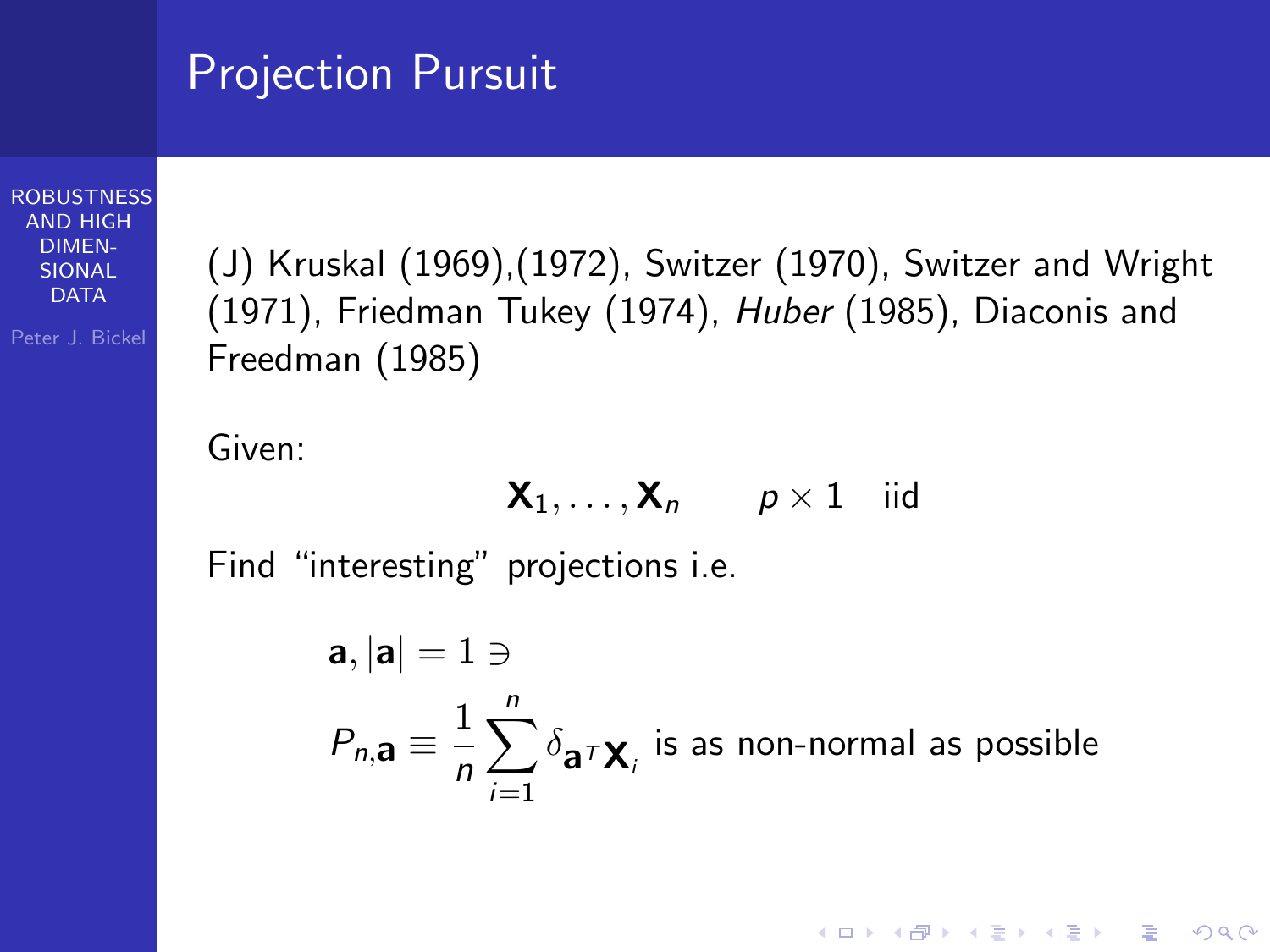# Projection Pursuit

(J) Kruskal (1969),(1972), Switzer (1970), Switzer and Wright (1971), Friedman Tukey (1974), *Huber* (1985), Diaconis and Freedman (1985)

Given:

$$\mathbf{X}_1, \dots, \mathbf{X}_n \qquad p \times 1 \quad \text{iid}$$

Find "interesting" projections i.e.

$$\mathbf{a}, |\mathbf{a}| = 1 \ni$$

$$P_{n,\mathbf{a}} \equiv \frac{1}{n} \sum_{i=1}^{n} \delta_{\mathbf{a}^T \mathbf{X}_i} \text{ is as non-normal as possible}$$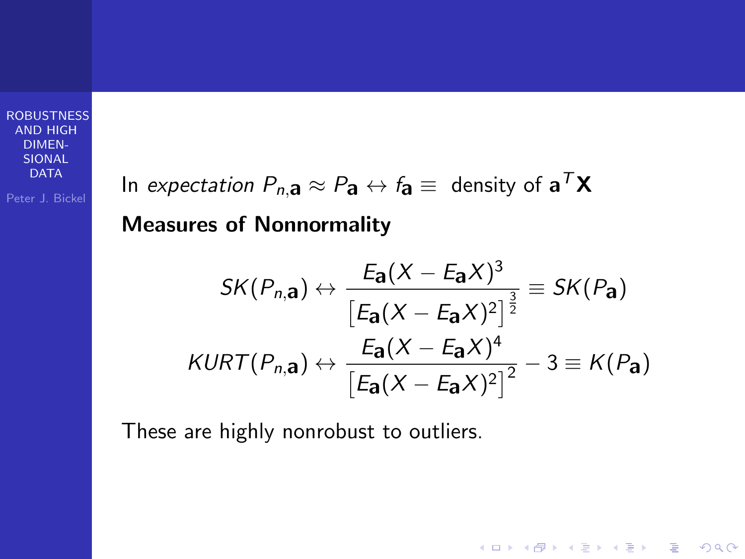In *expectation* $P_{n,\mathbf{a}} \approx P_{\mathbf{a}} \leftrightarrow f_{\mathbf{a}} \equiv$ density of $\mathbf{a}^T\mathbf{X}$

**Measures of Nonnormality**

$$SK(P_{n,\mathbf{a}}) \leftrightarrow \frac{E_{\mathbf{a}}(X - E_{\mathbf{a}}X)^3}{\left[E_{\mathbf{a}}(X - E_{\mathbf{a}}X)^2\right]^{\frac{3}{2}}} \equiv SK(P_{\mathbf{a}})$$

$$KURT(P_{n,\mathbf{a}}) \leftrightarrow \frac{E_{\mathbf{a}}(X - E_{\mathbf{a}}X)^4}{\left[E_{\mathbf{a}}(X - E_{\mathbf{a}}X)^2\right]^2} - 3 \equiv K(P_{\mathbf{a}})$$

These are highly nonrobust to outliers.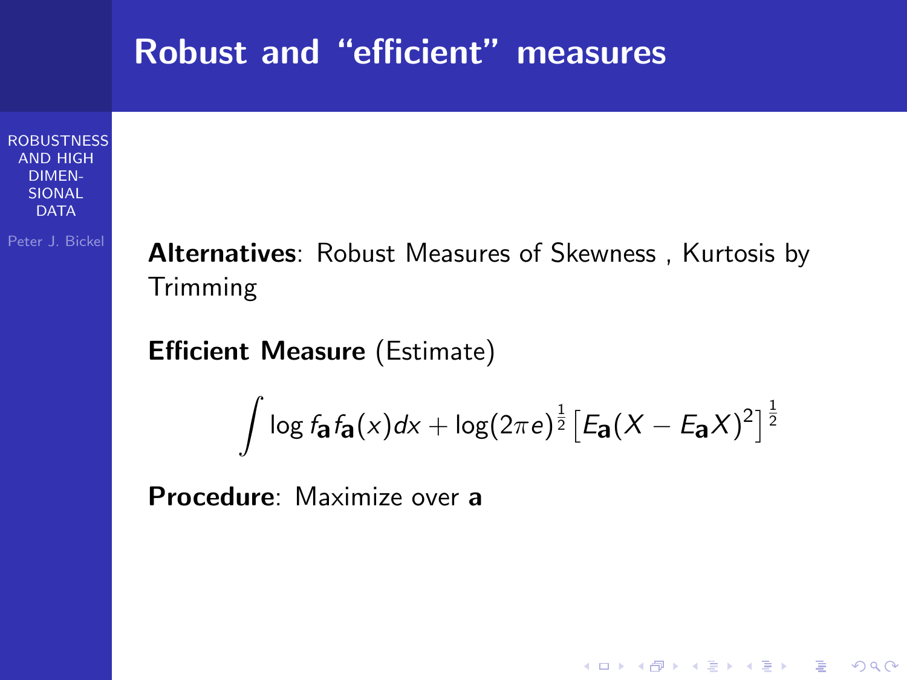# Robust and "efficient" measures

**Alternatives**: Robust Measures of Skewness , Kurtosis by Trimming

**Efficient Measure** (Estimate)

$$\int \log f_{\mathbf{a}} f_{\mathbf{a}}(x)dx + \log(2\pi e)^{\frac{1}{2}} \left[ E_{\mathbf{a}}(X - E_{\mathbf{a}}X)^2 \right]^{\frac{1}{2}}$$

**Procedure**: Maximize over **a**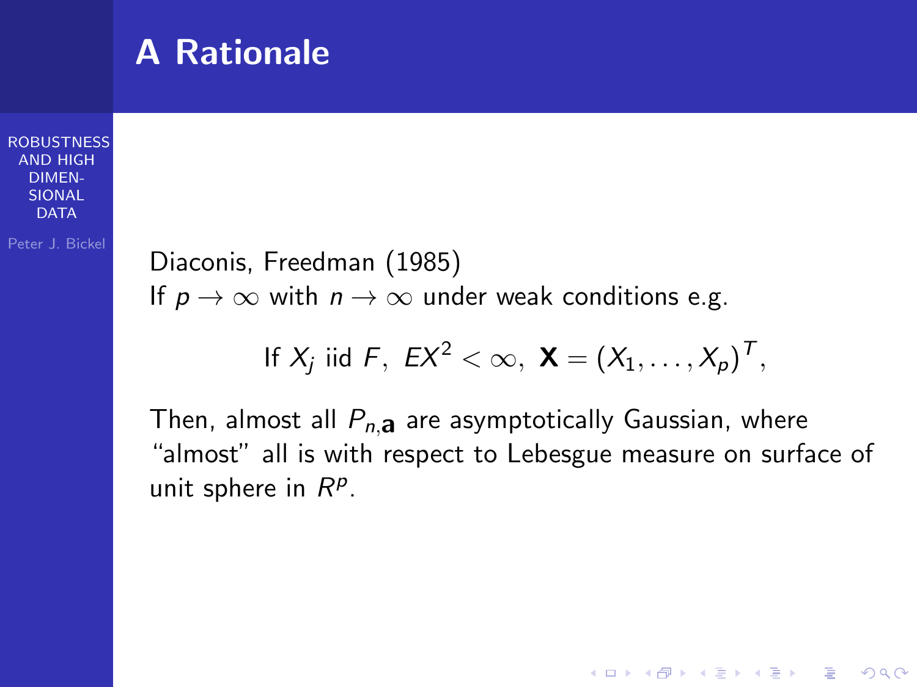# A Rationale

Diaconis, Freedman (1985)
If $p \to \infty$ with $n \to \infty$ under weak conditions e.g.

$$\text{If } X_j \text{ iid } F,\ EX^2 < \infty,\ \mathbf{X} = (X_1, \ldots, X_p)^T,$$

Then, almost all $P_{n,\mathbf{a}}$ are asymptotically Gaussian, where "almost" all is with respect to Lebesgue measure on surface of unit sphere in $R^p$.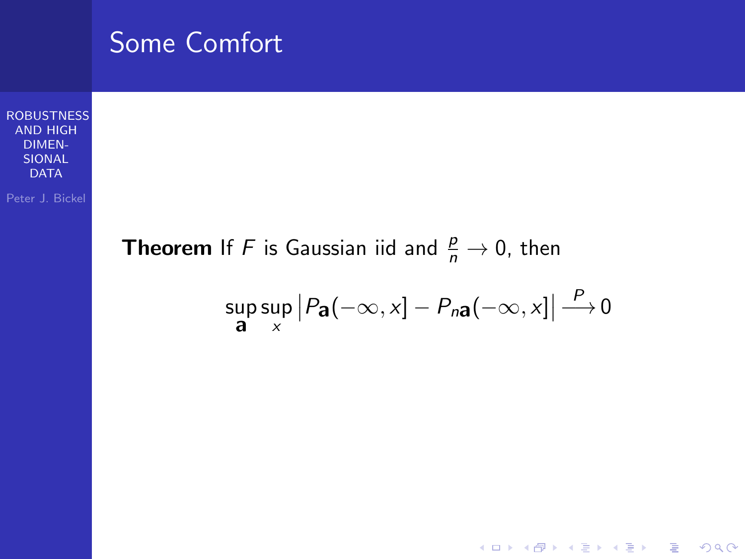# Some Comfort

**Theorem** If $F$ is Gaussian iid and $\frac{p}{n} \to 0$, then

$$\sup_{\mathbf{a}} \sup_{x} \left| P_{\mathbf{a}}(-\infty, x] - P_{n\mathbf{a}}(-\infty, x] \right| \xrightarrow{P} 0$$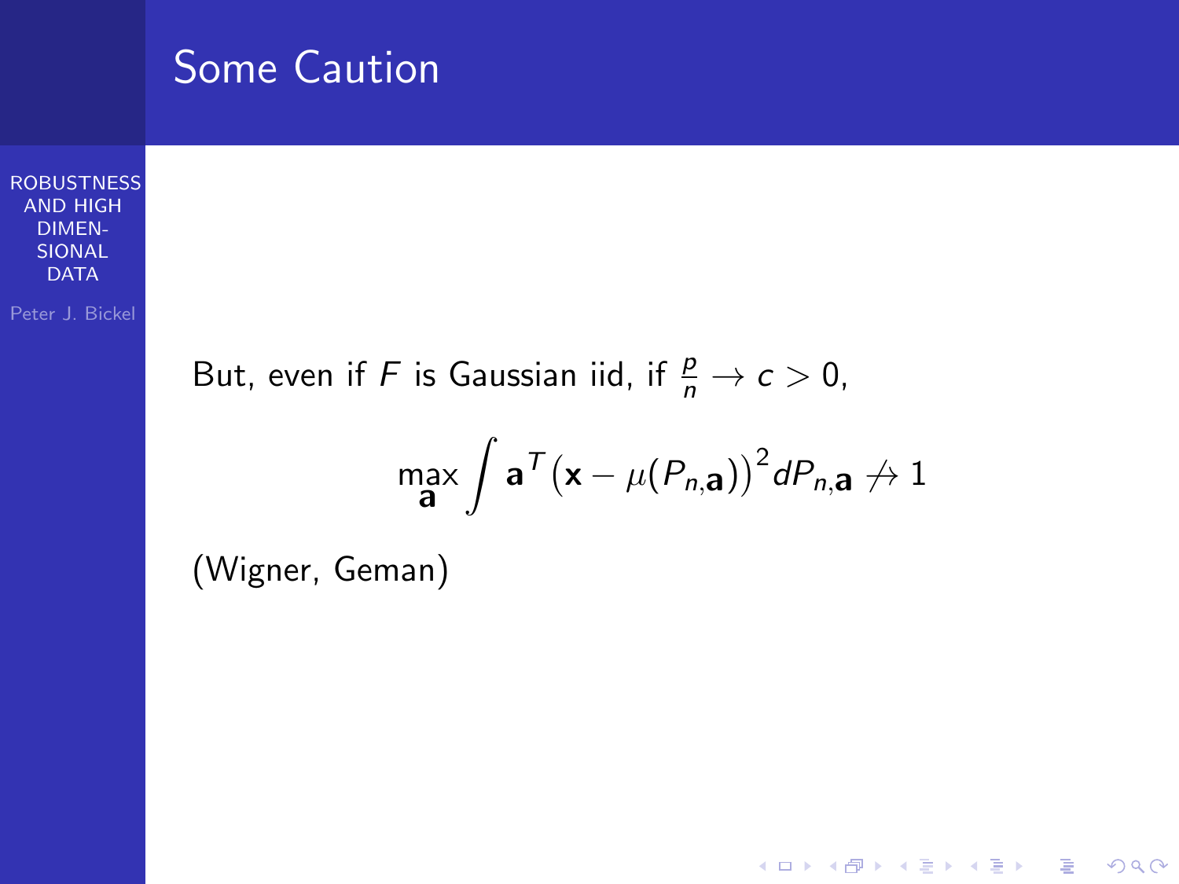# Some Caution

But, even if $F$ is Gaussian iid, if $\frac{p}{n} \to c > 0$,

$$\max_{\mathbf{a}} \int \mathbf{a}^T \left(\mathbf{x} - \mu(P_{n,\mathbf{a}})\right)^2 dP_{n,\mathbf{a}} \not\to 1$$

(Wigner, Geman)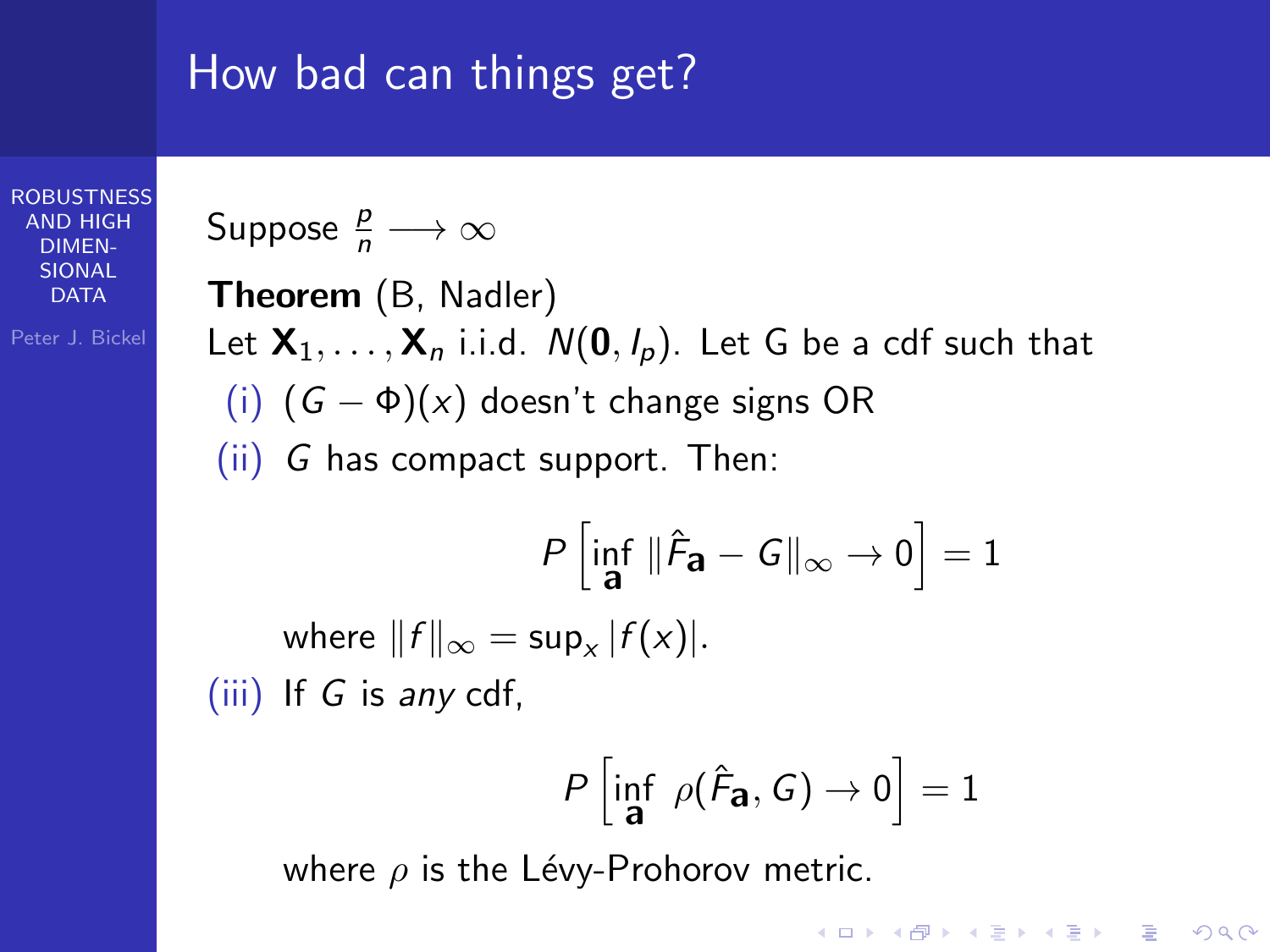## How bad can things get?

Suppose $\frac{p}{n} \longrightarrow \infty$

**Theorem** (B, Nadler)

Let $\mathbf{X}_1, \ldots, \mathbf{X}_n$ i.i.d. $N(\mathbf{0}, I_p)$. Let G be a cdf such that

(i) $(G - \Phi)(x)$ doesn't change signs OR

(ii) $G$ has compact support. Then:

$$P\left[\inf_{\mathbf{a}} \|\hat{F}_{\mathbf{a}} - G\|_\infty \to 0\right] = 1$$

where $\|f\|_\infty = \sup_x |f(x)|$.

(iii) If $G$ is *any* cdf,

$$P\left[\inf_{\mathbf{a}} \ \rho(\hat{F}_{\mathbf{a}}, G) \to 0\right] = 1$$

where $\rho$ is the Lévy-Prohorov metric.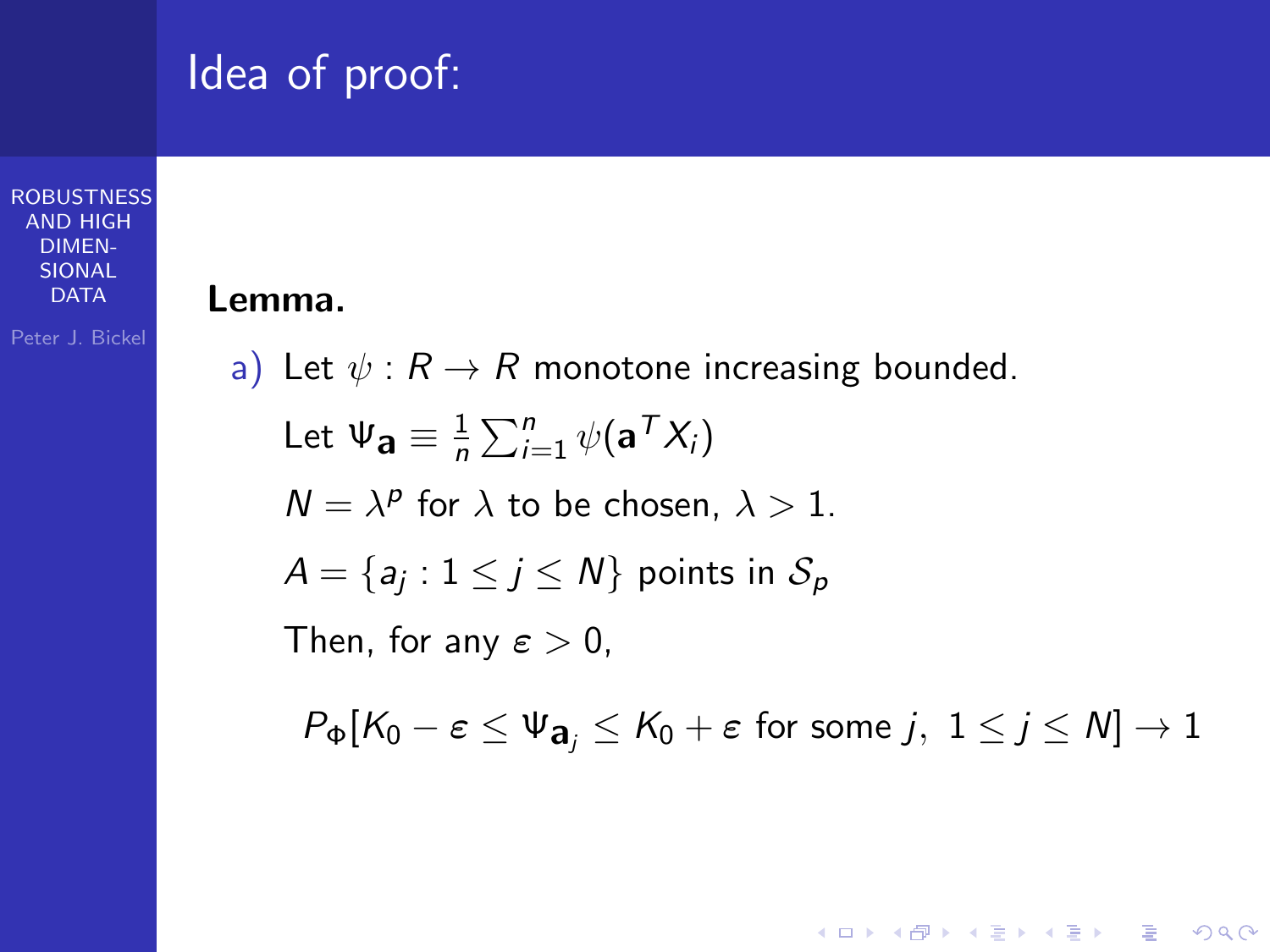# Idea of proof:

**Lemma.**

a) Let $\psi : R \to R$ monotone increasing bounded.

Let $\Psi_{\mathbf{a}} \equiv \frac{1}{n} \sum_{i=1}^{n} \psi(\mathbf{a}^T X_i)$

$N = \lambda^p$ for $\lambda$ to be chosen, $\lambda > 1$.

$A = \{a_j : 1 \le j \le N\}$ points in $\mathcal{S}_p$

Then, for any $\varepsilon > 0$,

$$P_\Phi[K_0 - \varepsilon \le \Psi_{\mathbf{a}_j} \le K_0 + \varepsilon \text{ for some } j,\ 1 \le j \le N] \to 1$$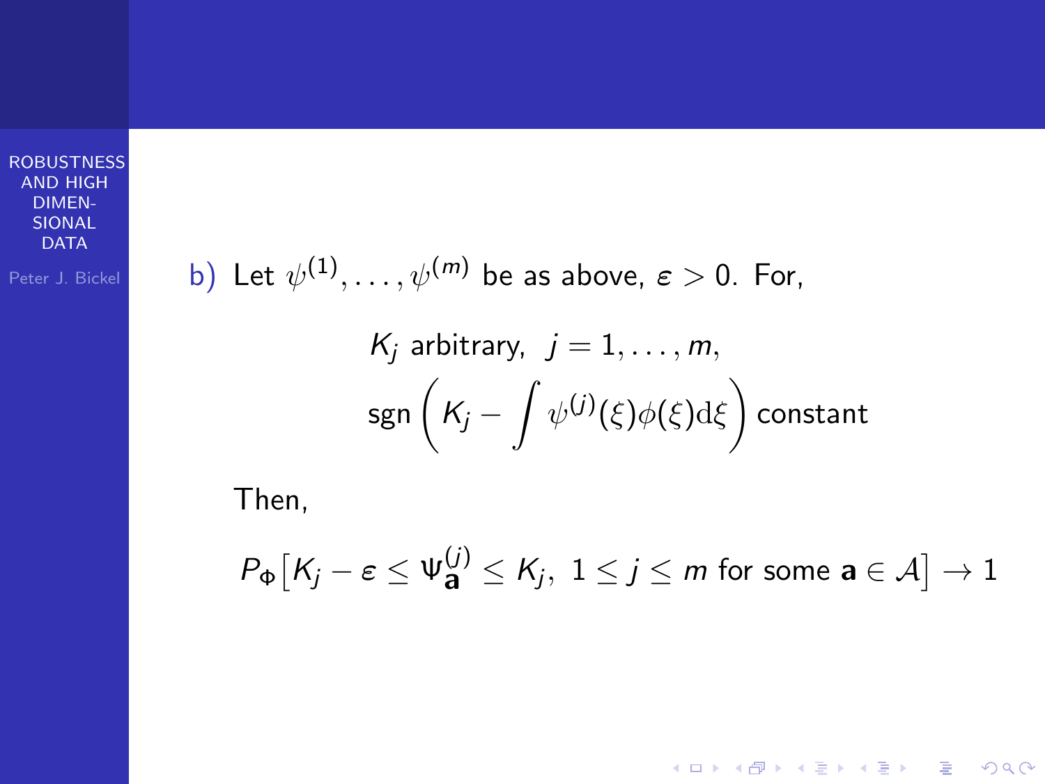b) Let $\psi^{(1)}, \ldots, \psi^{(m)}$ be as above, $\varepsilon > 0$. For,

$$
\begin{gathered}
K_j \text{ arbitrary}, \;\; j = 1, \ldots, m, \\
\operatorname{sgn}\left( K_j - \int \psi^{(j)}(\xi)\phi(\xi)\mathrm{d}\xi \right) \text{ constant}
\end{gathered}
$$

Then,

$$
P_\Phi\big[K_j - \varepsilon \leq \Psi_{\mathbf{a}}^{(j)} \leq K_j, \; 1 \leq j \leq m \text{ for some } \mathbf{a} \in \mathcal{A}\big] \to 1
$$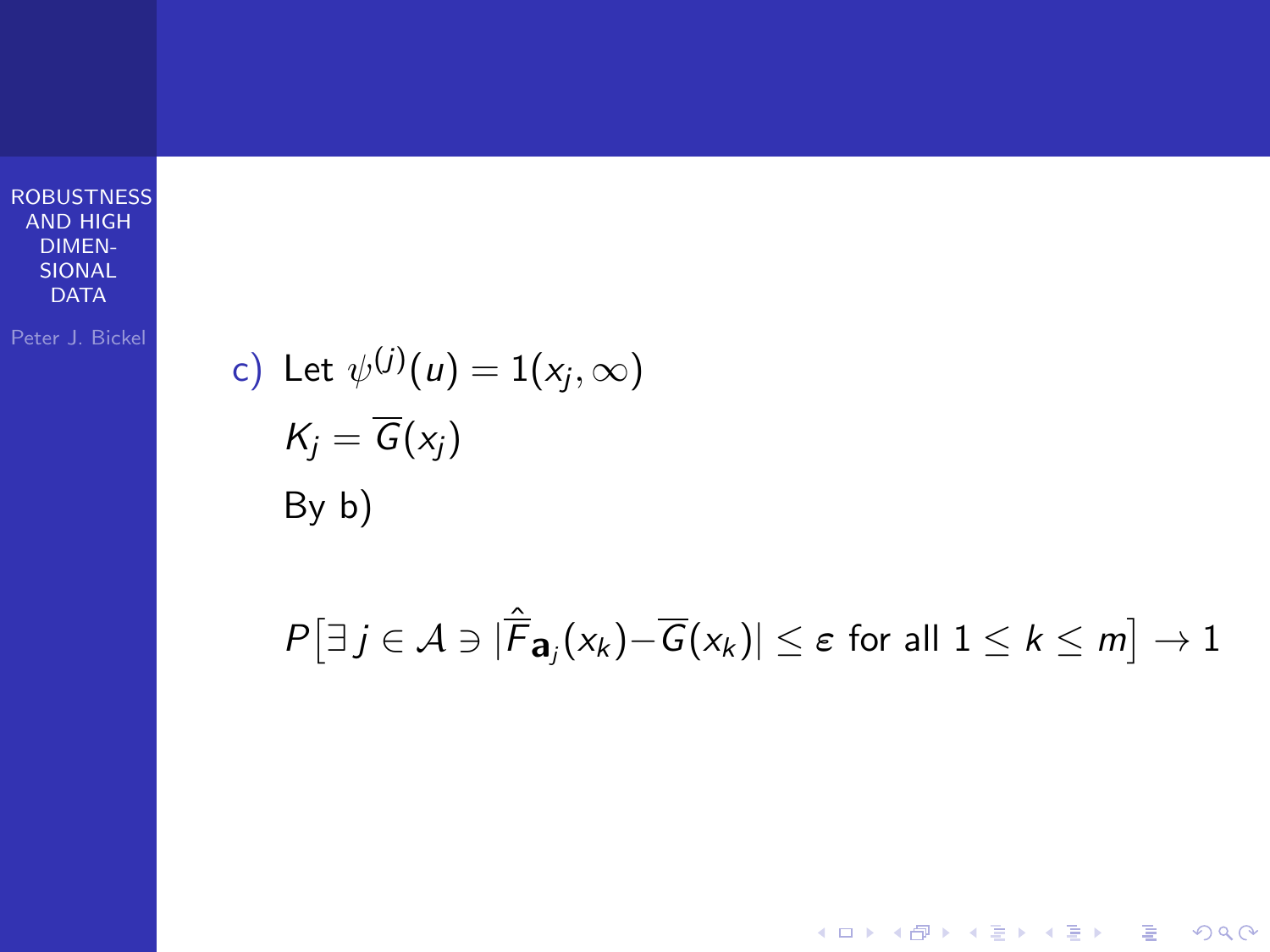c) Let $\psi^{(j)}(u) = 1(x_j, \infty)$

$K_j = \overline{G}(x_j)$

By b)

$$P\left[\exists\, j \in \mathcal{A} \ni |\hat{\overline{F}}_{\mathbf{a}_j}(x_k) - \overline{G}(x_k)| \leq \varepsilon \text{ for all } 1 \leq k \leq m\right] \to 1$$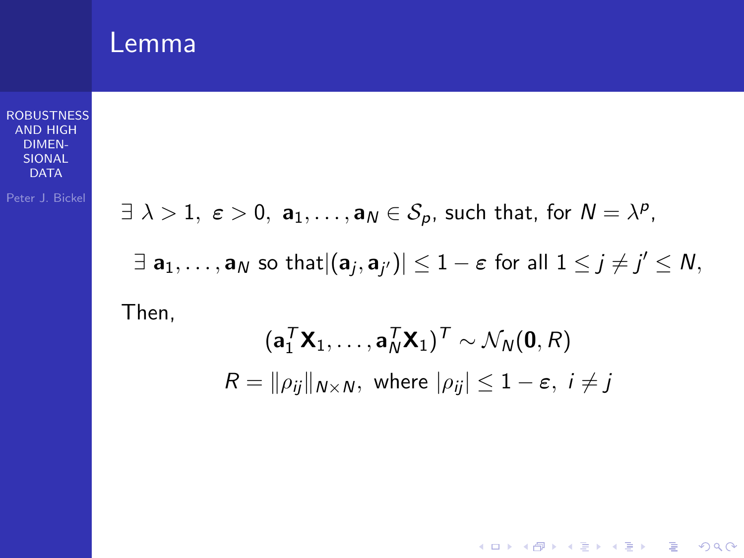# Lemma

$\exists\ \lambda > 1,\ \varepsilon > 0,\ \mathbf{a}_1, \ldots, \mathbf{a}_N \in \mathcal{S}_p$, such that, for $N = \lambda^p$,

$\exists\ \mathbf{a}_1, \ldots, \mathbf{a}_N$ so that $|(\mathbf{a}_j, \mathbf{a}_{j'})| \leq 1 - \varepsilon$ for all $1 \leq j \neq j' \leq N$,

Then,

$$(\mathbf{a}_1^T \mathbf{X}_1, \ldots, \mathbf{a}_N^T \mathbf{X}_1)^T \sim \mathcal{N}_N(\mathbf{0}, R)$$

$$R = \|\rho_{ij}\|_{N \times N},\ \text{where } |\rho_{ij}| \leq 1 - \varepsilon,\ i \neq j$$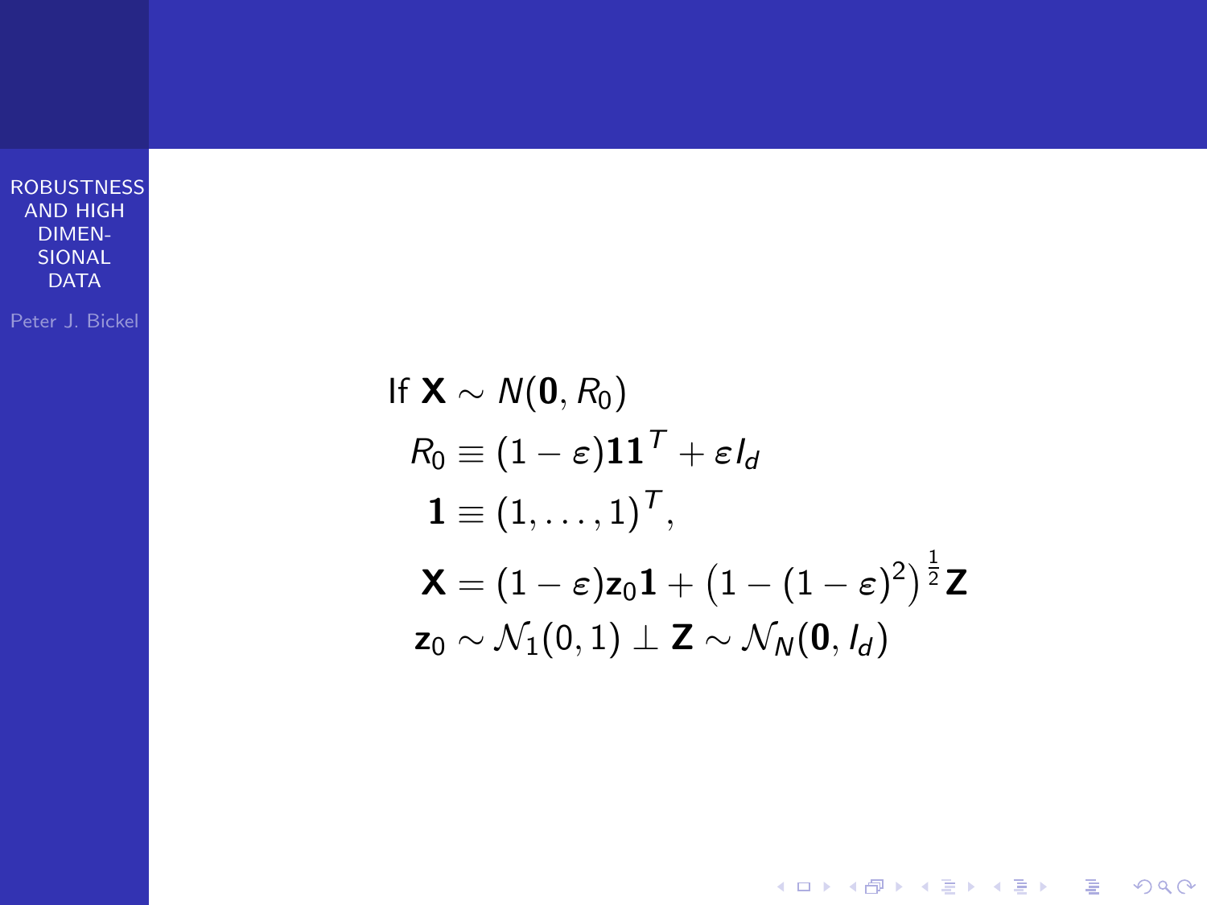If $\mathbf{X} \sim N(\mathbf{0}, R_0)$

$$
\begin{aligned}
R_0 &\equiv (1-\varepsilon)\mathbf{1}\mathbf{1}^T + \varepsilon I_d \\
\mathbf{1} &\equiv (1, \dots, 1)^T, \\
\mathbf{X} &= (1-\varepsilon)\mathbf{z}_0\mathbf{1} + \left(1 - (1-\varepsilon)^2\right)^{\frac{1}{2}}\mathbf{Z} \\
\mathbf{z}_0 &\sim \mathcal{N}_1(0,1) \perp \mathbf{Z} \sim \mathcal{N}_N(\mathbf{0}, I_d)
\end{aligned}
$$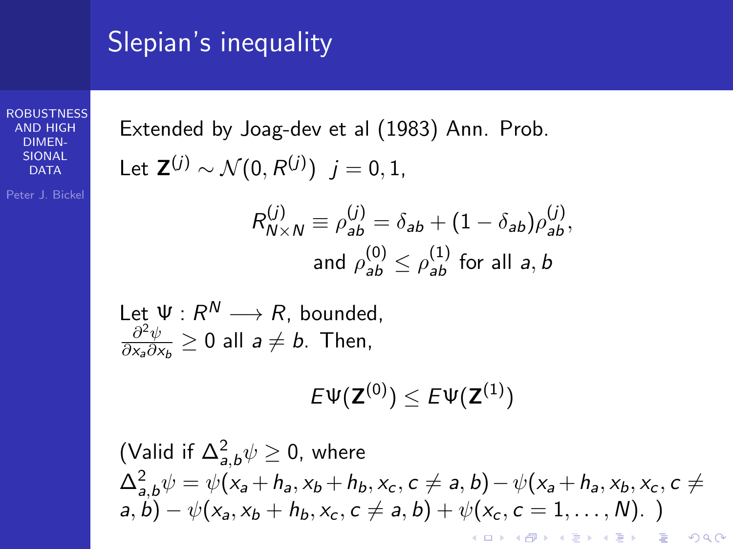# Slepian's inequality

Extended by Joag-dev et al (1983) Ann. Prob.

Let $\mathbf{Z}^{(j)} \sim \mathcal{N}(0, R^{(j)}) \;\; j = 0, 1,$

$$R^{(j)}_{N\times N} \equiv \rho^{(j)}_{ab} = \delta_{ab} + (1 - \delta_{ab})\rho^{(j)}_{ab},$$
$$\text{and } \rho^{(0)}_{ab} \le \rho^{(1)}_{ab} \text{ for all } a, b$$

Let $\Psi : R^N \longrightarrow R$, bounded, $\frac{\partial^2 \psi}{\partial x_a \partial x_b} \ge 0$ all $a \ne b$. Then,

$$E\Psi(\mathbf{Z}^{(0)}) \le E\Psi(\mathbf{Z}^{(1)})$$

(Valid if $\Delta^2_{a,b}\psi \ge 0$, where $\Delta^2_{a,b}\psi = \psi(x_a + h_a, x_b + h_b, x_c, c \ne a, b) - \psi(x_a + h_a, x_b, x_c, c \ne a, b) - \psi(x_a, x_b + h_b, x_c, c \ne a, b) + \psi(x_c, c = 1, \dots, N)$. )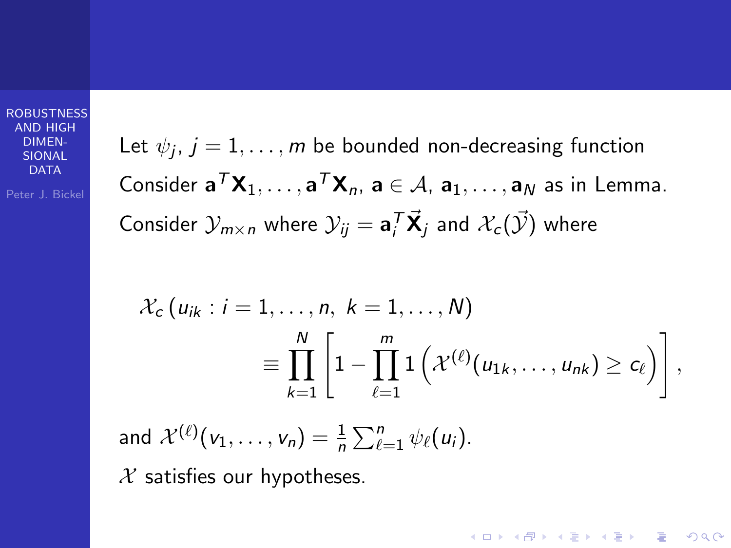Let $\psi_j$, $j = 1, \ldots, m$ be bounded non-decreasing function

Consider $\mathbf{a}^T\mathbf{X}_1, \ldots, \mathbf{a}^T\mathbf{X}_n$, $\mathbf{a} \in \mathcal{A}$, $\mathbf{a}_1, \ldots, \mathbf{a}_N$ as in Lemma.

Consider $\mathcal{Y}_{m \times n}$ where $\mathcal{Y}_{ij} = \mathbf{a}_i^T \vec{\mathbf{X}}_j$ and $\mathcal{X}_c(\vec{\mathcal{Y}})$ where

$$
\begin{aligned}
&\mathcal{X}_c\left(u_{ik} : i = 1, \ldots, n,\ k = 1, \ldots, N\right) \\
&\qquad \equiv \prod_{k=1}^{N} \left[ 1 - \prod_{\ell=1}^{m} 1\left( \mathcal{X}^{(\ell)}(u_{1k}, \ldots, u_{nk}) \geq c_\ell \right) \right],
\end{aligned}
$$

and $\mathcal{X}^{(\ell)}(v_1, \ldots, v_n) = \frac{1}{n} \sum_{\ell=1}^{n} \psi_\ell(u_i)$.

$\mathcal{X}$ satisfies our hypotheses.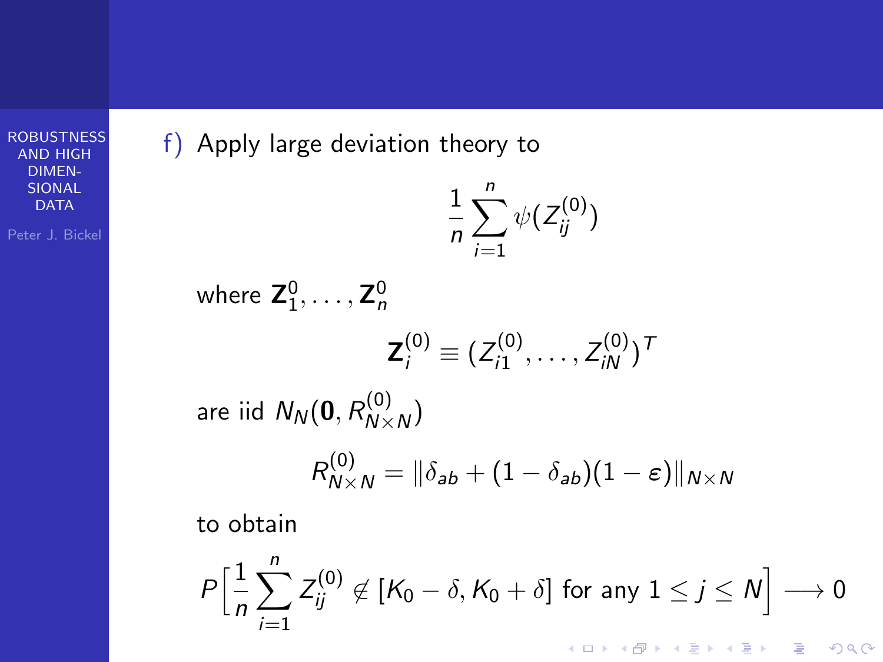f) Apply large deviation theory to

$$\frac{1}{n}\sum_{i=1}^{n}\psi(Z_{ij}^{(0)})$$

where $\mathbf{Z}_1^0, \ldots, \mathbf{Z}_n^0$

$$\mathbf{Z}_i^{(0)} \equiv (Z_{i1}^{(0)}, \ldots, Z_{iN}^{(0)})^T$$

are iid $N_N(\mathbf{0}, R_{N\times N}^{(0)})$

$$R_{N\times N}^{(0)} = \|\delta_{ab} + (1-\delta_{ab})(1-\varepsilon)\|_{N\times N}$$

to obtain

$$P\Big[\frac{1}{n}\sum_{i=1}^{n} Z_{ij}^{(0)} \notin [K_0 - \delta, K_0 + \delta] \text{ for any } 1 \le j \le N\Big] \longrightarrow 0$$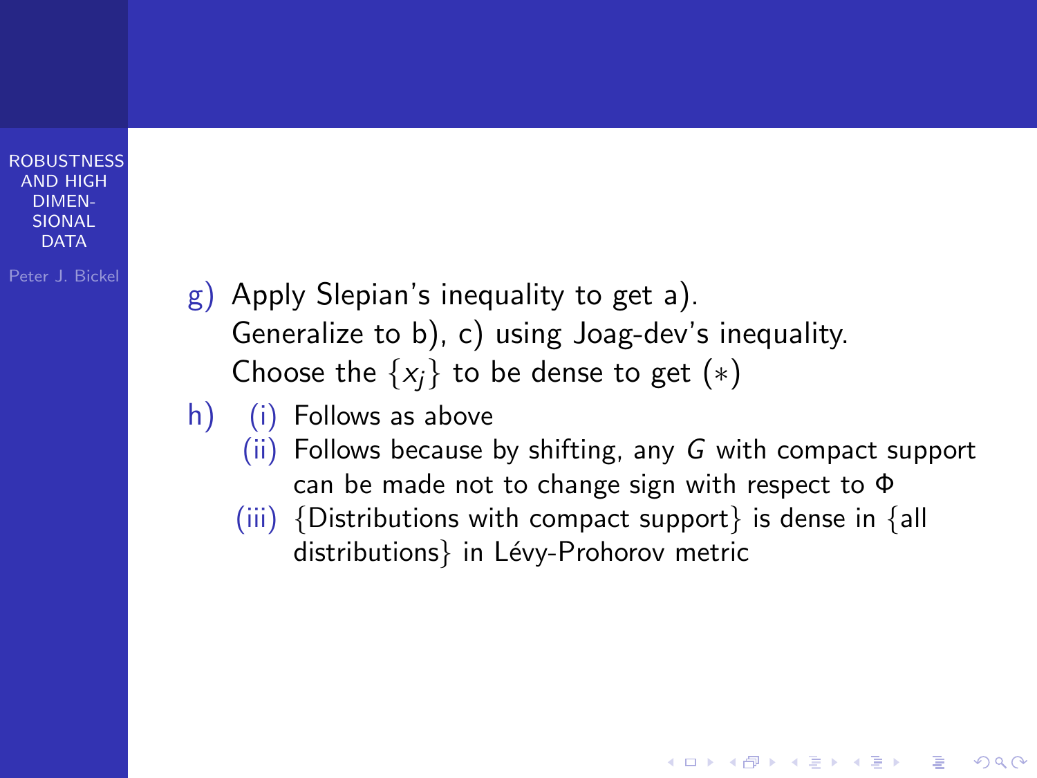g) Apply Slepian's inequality to get a).
   Generalize to b), c) using Joag-dev's inequality.
   Choose the $\{x_j\}$ to be dense to get $(*)$

h)
   (i) Follows as above
   (ii) Follows because by shifting, any $G$ with compact support can be made not to change sign with respect to $\Phi$
   (iii) $\{$Distributions with compact support$\}$ is dense in $\{$all distributions$\}$ in Lévy-Prohorov metric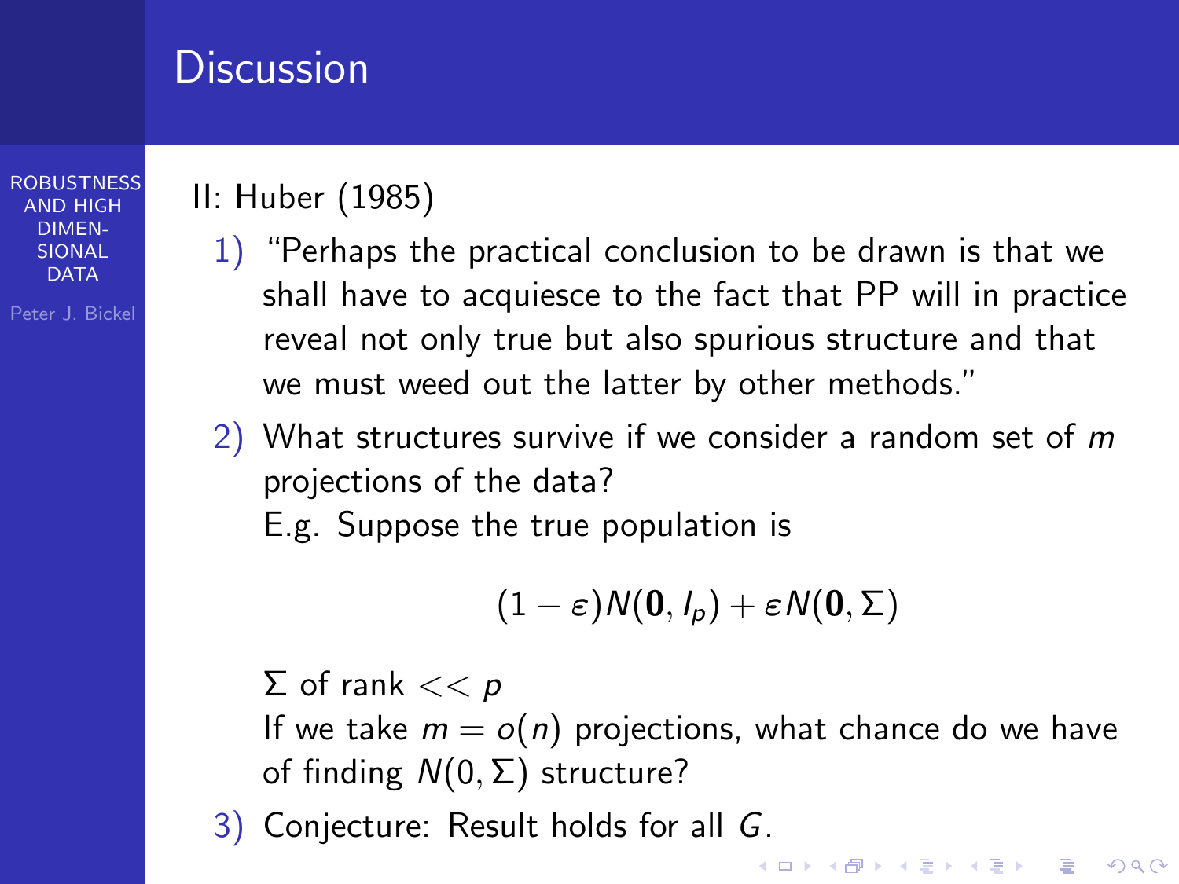# Discussion

II: Huber (1985)

1) "Perhaps the practical conclusion to be drawn is that we shall have to acquiesce to the fact that PP will in practice reveal not only true but also spurious structure and that we must weed out the latter by other methods."
2) What structures survive if we consider a random set of $m$ projections of the data?
   E.g. Suppose the true population is

   $$(1-\varepsilon)N(\mathbf{0}, I_p) + \varepsilon N(\mathbf{0}, \Sigma)$$

   $\Sigma$ of rank $<< p$
   If we take $m = o(n)$ projections, what chance do we have of finding $N(0, \Sigma)$ structure?
3) Conjecture: Result holds for all $G$.